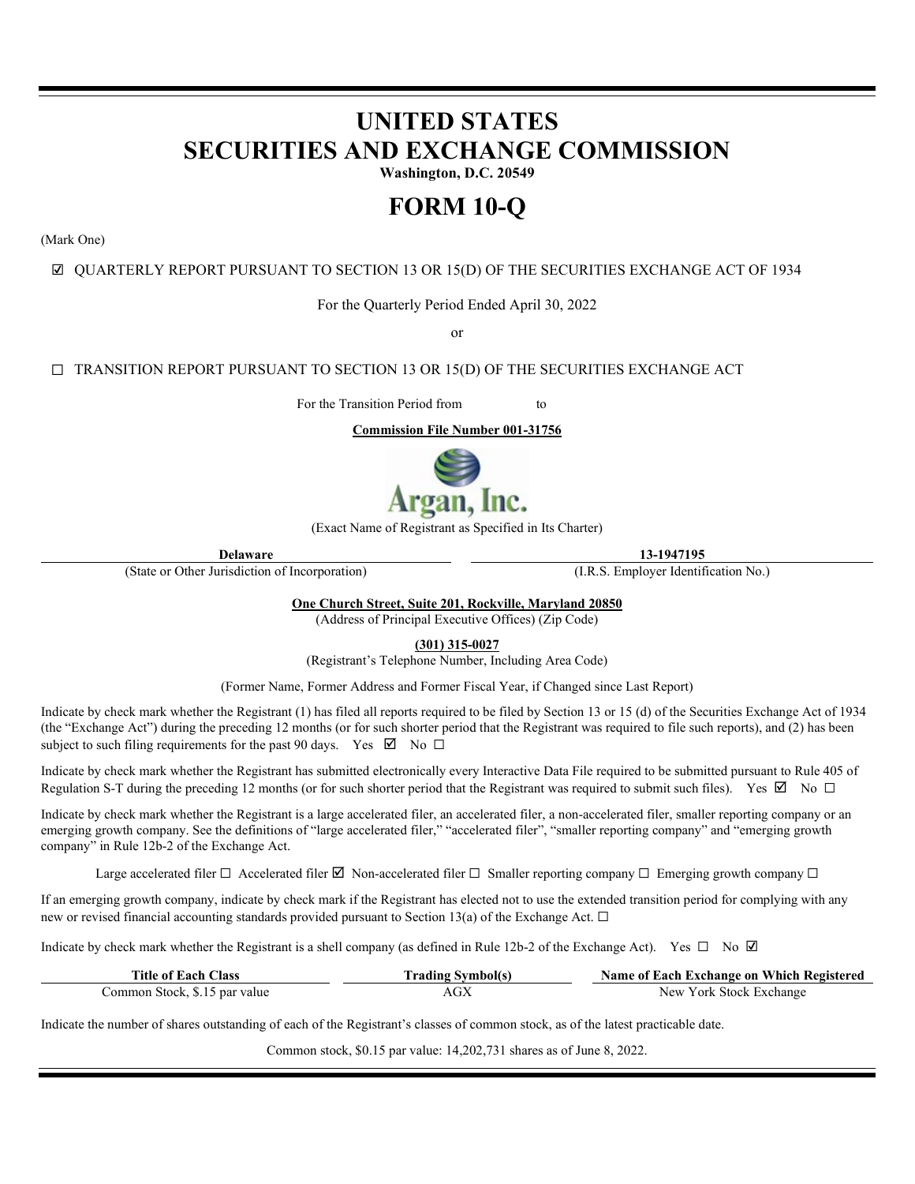# UNITED STATES
# SECURITIES AND EXCHANGE COMMISSION

**Washington, D.C. 20549**

# FORM 10-Q

(Mark One)

☑ QUARTERLY REPORT PURSUANT TO SECTION 13 OR 15(D) OF THE SECURITIES EXCHANGE ACT OF 1934

For the Quarterly Period Ended April 30, 2022

or

☐ TRANSITION REPORT PURSUANT TO SECTION 13 OR 15(D) OF THE SECURITIES EXCHANGE ACT

For the Transition Period from to

**Commission File Number 001-31756**

**Argan, Inc.**

(Exact Name of Registrant as Specified in Its Charter)

| **Delaware** | **13-1947195** |
|---|---|
| (State or Other Jurisdiction of Incorporation) | (I.R.S. Employer Identification No.) |

**One Church Street, Suite 201, Rockville, Maryland 20850**
(Address of Principal Executive Offices) (Zip Code)

**(301) 315-0027**
(Registrant's Telephone Number, Including Area Code)

(Former Name, Former Address and Former Fiscal Year, if Changed since Last Report)

Indicate by check mark whether the Registrant (1) has filed all reports required to be filed by Section 13 or 15 (d) of the Securities Exchange Act of 1934 (the "Exchange Act") during the preceding 12 months (or for such shorter period that the Registrant was required to file such reports), and (2) has been subject to such filing requirements for the past 90 days. Yes ☑ No ☐

Indicate by check mark whether the Registrant has submitted electronically every Interactive Data File required to be submitted pursuant to Rule 405 of Regulation S-T during the preceding 12 months (or for such shorter period that the Registrant was required to submit such files). Yes ☑ No ☐

Indicate by check mark whether the Registrant is a large accelerated filer, an accelerated filer, a non-accelerated filer, smaller reporting company or an emerging growth company. See the definitions of "large accelerated filer," "accelerated filer", "smaller reporting company" and "emerging growth company" in Rule 12b-2 of the Exchange Act.

Large accelerated filer ☐ Accelerated filer ☑ Non-accelerated filer ☐ Smaller reporting company ☐ Emerging growth company ☐

If an emerging growth company, indicate by check mark if the Registrant has elected not to use the extended transition period for complying with any new or revised financial accounting standards provided pursuant to Section 13(a) of the Exchange Act. ☐

Indicate by check mark whether the Registrant is a shell company (as defined in Rule 12b-2 of the Exchange Act). Yes ☐ No ☑

| Title of Each Class | Trading Symbol(s) | Name of Each Exchange on Which Registered |
|---|---|---|
| Common Stock, $.15 par value | AGX | New York Stock Exchange |

Indicate the number of shares outstanding of each of the Registrant's classes of common stock, as of the latest practicable date.

Common stock, $0.15 par value: 14,202,731 shares as of June 8, 2022.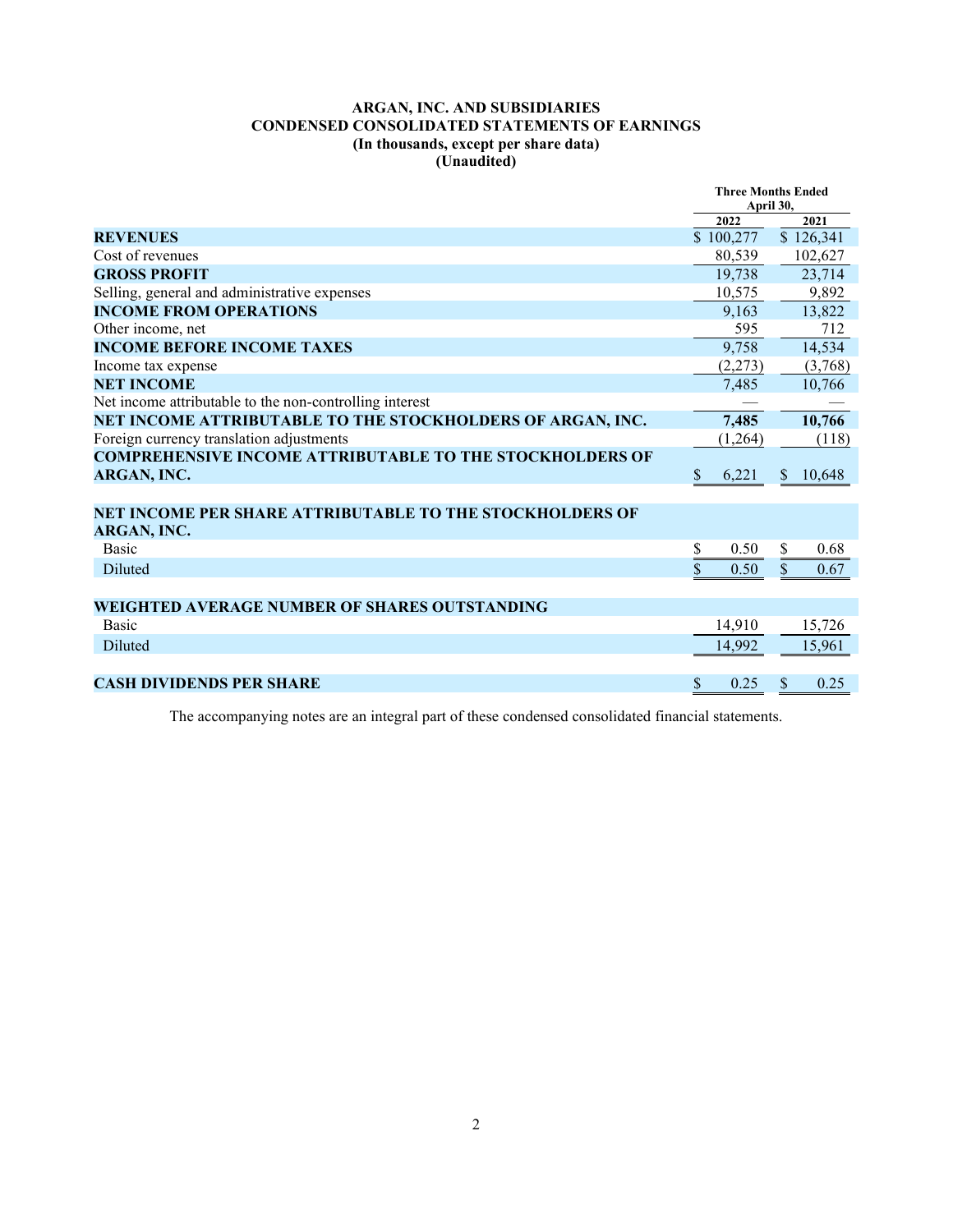# ARGAN, INC. AND SUBSIDIARIES
## CONDENSED CONSOLIDATED STATEMENTS OF EARNINGS
### (In thousands, except per share data)
### (Unaudited)

| | Three Months Ended April 30, | |
|---|---|---|
| | **2022** | **2021** |
| **REVENUES** | $ 100,277 | $ 126,341 |
| Cost of revenues | 80,539 | 102,627 |
| **GROSS PROFIT** | 19,738 | 23,714 |
| Selling, general and administrative expenses | 10,575 | 9,892 |
| **INCOME FROM OPERATIONS** | 9,163 | 13,822 |
| Other income, net | 595 | 712 |
| **INCOME BEFORE INCOME TAXES** | 9,758 | 14,534 |
| Income tax expense | (2,273) | (3,768) |
| **NET INCOME** | 7,485 | 10,766 |
| Net income attributable to the non-controlling interest | — | — |
| **NET INCOME ATTRIBUTABLE TO THE STOCKHOLDERS OF ARGAN, INC.** | **7,485** | **10,766** |
| Foreign currency translation adjustments | (1,264) | (118) |
| **COMPREHENSIVE INCOME ATTRIBUTABLE TO THE STOCKHOLDERS OF ARGAN, INC.** | $ 6,221 | $ 10,648 |
| | | |
| **NET INCOME PER SHARE ATTRIBUTABLE TO THE STOCKHOLDERS OF ARGAN, INC.** | | |
| Basic | $ 0.50 | $ 0.68 |
| Diluted | $ 0.50 | $ 0.67 |
| | | |
| **WEIGHTED AVERAGE NUMBER OF SHARES OUTSTANDING** | | |
| Basic | 14,910 | 15,726 |
| Diluted | 14,992 | 15,961 |
| | | |
| **CASH DIVIDENDS PER SHARE** | $ 0.25 | $ 0.25 |

The accompanying notes are an integral part of these condensed consolidated financial statements.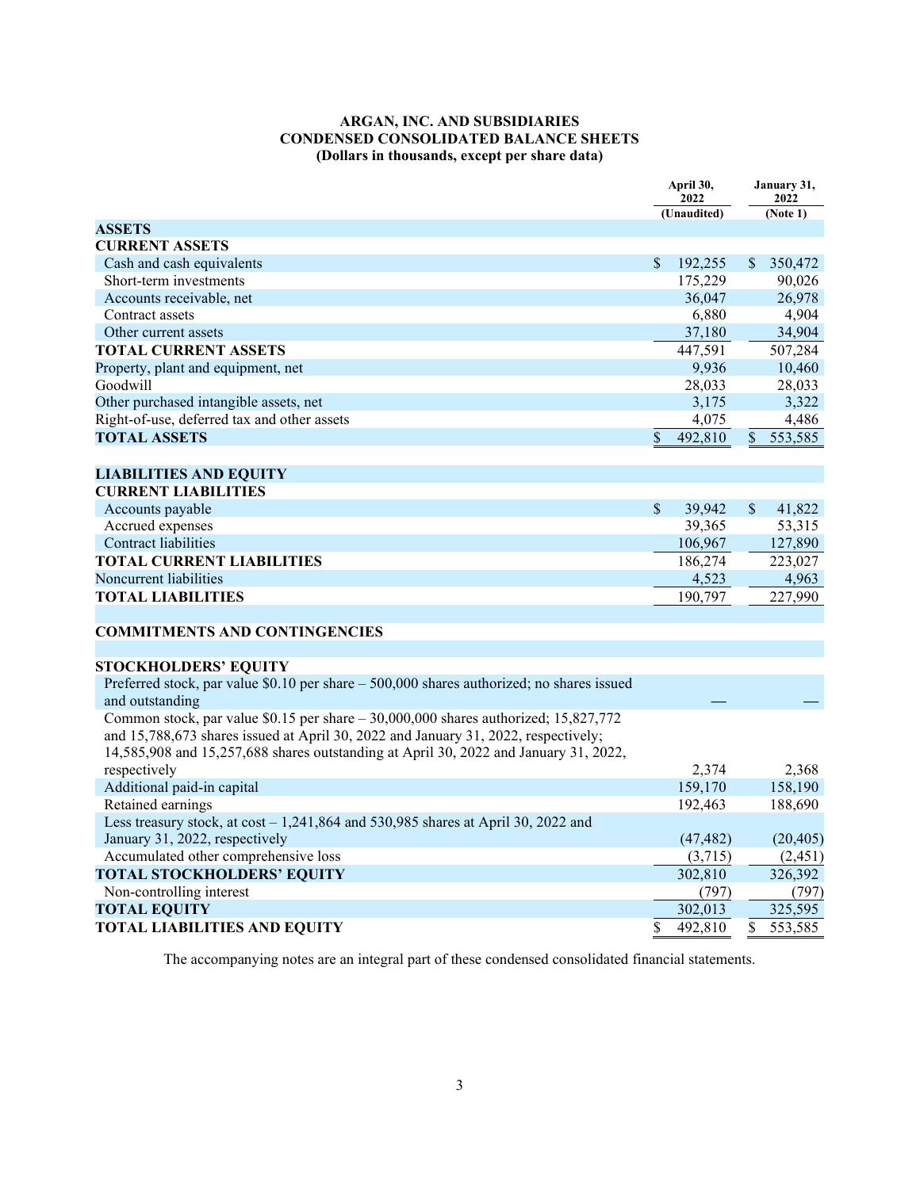# ARGAN, INC. AND SUBSIDIARIES
## CONDENSED CONSOLIDATED BALANCE SHEETS
### (Dollars in thousands, except per share data)

| | April 30, 2022 (Unaudited) | January 31, 2022 (Note 1) |
|---|---|---|
| **ASSETS** | | |
| **CURRENT ASSETS** | | |
| Cash and cash equivalents | $ 192,255 | $ 350,472 |
| Short-term investments | 175,229 | 90,026 |
| Accounts receivable, net | 36,047 | 26,978 |
| Contract assets | 6,880 | 4,904 |
| Other current assets | 37,180 | 34,904 |
| **TOTAL CURRENT ASSETS** | 447,591 | 507,284 |
| Property, plant and equipment, net | 9,936 | 10,460 |
| Goodwill | 28,033 | 28,033 |
| Other purchased intangible assets, net | 3,175 | 3,322 |
| Right-of-use, deferred tax and other assets | 4,075 | 4,486 |
| **TOTAL ASSETS** | $ 492,810 | $ 553,585 |
| | | |
| **LIABILITIES AND EQUITY** | | |
| **CURRENT LIABILITIES** | | |
| Accounts payable | $ 39,942 | $ 41,822 |
| Accrued expenses | 39,365 | 53,315 |
| Contract liabilities | 106,967 | 127,890 |
| **TOTAL CURRENT LIABILITIES** | 186,274 | 223,027 |
| Noncurrent liabilities | 4,523 | 4,963 |
| **TOTAL LIABILITIES** | 190,797 | 227,990 |
| | | |
| **COMMITMENTS AND CONTINGENCIES** | | |
| | | |
| **STOCKHOLDERS' EQUITY** | | |
| Preferred stock, par value $0.10 per share – 500,000 shares authorized; no shares issued and outstanding | — | — |
| Common stock, par value $0.15 per share – 30,000,000 shares authorized; 15,827,772 and 15,788,673 shares issued at April 30, 2022 and January 31, 2022, respectively; 14,585,908 and 15,257,688 shares outstanding at April 30, 2022 and January 31, 2022, respectively | 2,374 | 2,368 |
| Additional paid-in capital | 159,170 | 158,190 |
| Retained earnings | 192,463 | 188,690 |
| Less treasury stock, at cost – 1,241,864 and 530,985 shares at April 30, 2022 and January 31, 2022, respectively | (47,482) | (20,405) |
| Accumulated other comprehensive loss | (3,715) | (2,451) |
| **TOTAL STOCKHOLDERS' EQUITY** | 302,810 | 326,392 |
| Non-controlling interest | (797) | (797) |
| **TOTAL EQUITY** | 302,013 | 325,595 |
| **TOTAL LIABILITIES AND EQUITY** | $ 492,810 | $ 553,585 |

The accompanying notes are an integral part of these condensed consolidated financial statements.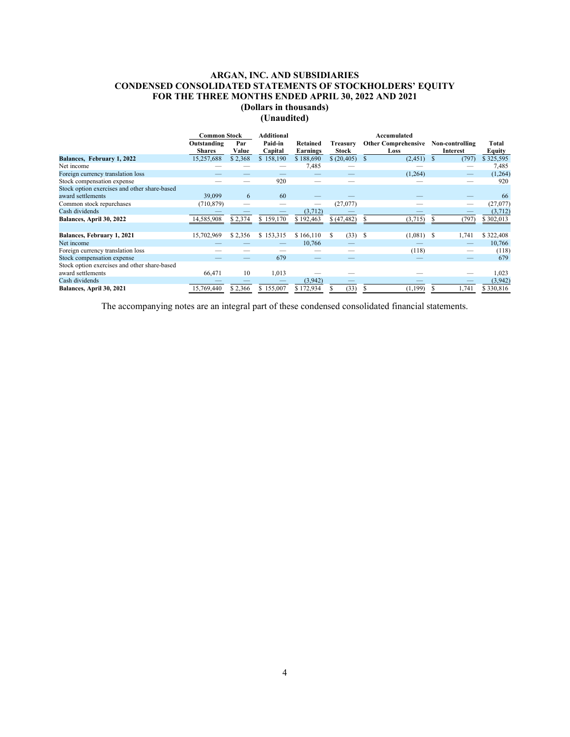# ARGAN, INC. AND SUBSIDIARIES
## CONDENSED CONSOLIDATED STATEMENTS OF STOCKHOLDERS' EQUITY
## FOR THE THREE MONTHS ENDED APRIL 30, 2022 AND 2021
### (Dollars in thousands)
### (Unaudited)

| | Common Stock | | Additional | | | Accumulated | | |
|---|---|---|---|---|---|---|---|---|
| | Outstanding Shares | Par Value | Paid-in Capital | Retained Earnings | Treasury Stock | Other Comprehensive Loss | Non-controlling Interest | Total Equity |
| **Balances, February 1, 2022** | 15,257,688 | $ 2,368 | $ 158,190 | $ 188,690 | $ (20,405) | $ (2,451) | $ (797) | $ 325,595 |
| Net income | — | — | — | 7,485 | — | — | — | 7,485 |
| Foreign currency translation loss | — | — | — | — | — | (1,264) | — | (1,264) |
| Stock compensation expense | — | — | 920 | — | — | — | — | 920 |
| Stock option exercises and other share-based award settlements | 39,099 | 6 | 60 | — | — | — | — | 66 |
| Common stock repurchases | (710,879) | — | — | — | (27,077) | — | — | (27,077) |
| Cash dividends | — | — | — | (3,712) | — | — | — | (3,712) |
| **Balances, April 30, 2022** | 14,585,908 | $ 2,374 | $ 159,170 | $ 192,463 | $ (47,482) | $ (3,715) | $ (797) | $ 302,013 |
| | | | | | | | | |
| **Balances, February 1, 2021** | 15,702,969 | $ 2,356 | $ 153,315 | $ 166,110 | $ (33) | $ (1,081) | $ 1,741 | $ 322,408 |
| Net income | — | — | — | 10,766 | — | — | — | 10,766 |
| Foreign currency translation loss | — | — | — | — | — | (118) | — | (118) |
| Stock compensation expense | — | — | 679 | — | — | — | — | 679 |
| Stock option exercises and other share-based award settlements | 66,471 | 10 | 1,013 | — | — | — | — | 1,023 |
| Cash dividends | — | — | — | (3,942) | — | — | — | (3,942) |
| **Balances, April 30, 2021** | 15,769,440 | $ 2,366 | $ 155,007 | $ 172,934 | $ (33) | $ (1,199) | $ 1,741 | $ 330,816 |

The accompanying notes are an integral part of these condensed consolidated financial statements.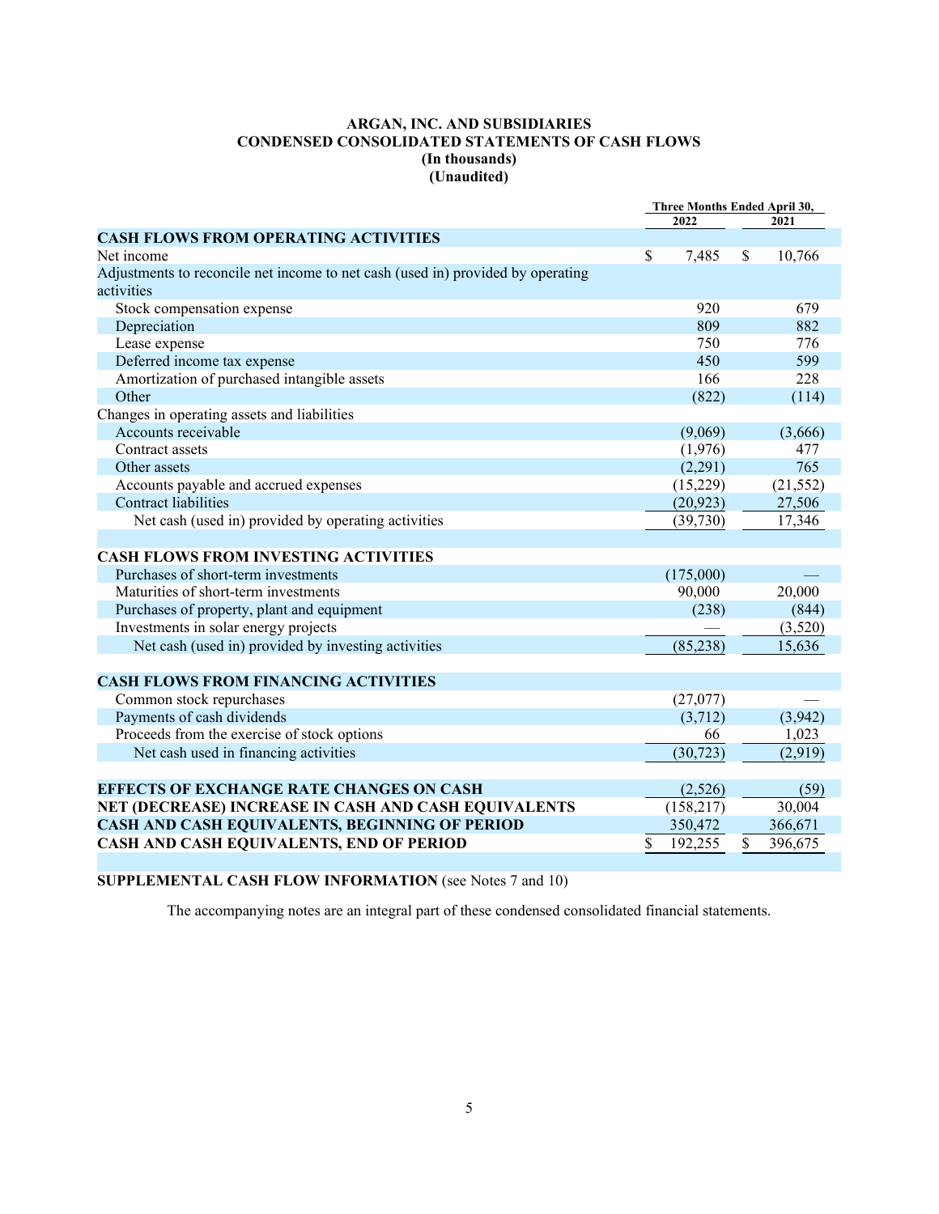**ARGAN, INC. AND SUBSIDIARIES**
**CONDENSED CONSOLIDATED STATEMENTS OF CASH FLOWS**
**(In thousands)**
**(Unaudited)**

| | Three Months Ended April 30, | |
|---|---|---|
| | 2022 | 2021 |
| **CASH FLOWS FROM OPERATING ACTIVITIES** | | |
| Net income | $ 7,485 | $ 10,766 |
| Adjustments to reconcile net income to net cash (used in) provided by operating activities | | |
| Stock compensation expense | 920 | 679 |
| Depreciation | 809 | 882 |
| Lease expense | 750 | 776 |
| Deferred income tax expense | 450 | 599 |
| Amortization of purchased intangible assets | 166 | 228 |
| Other | (822) | (114) |
| Changes in operating assets and liabilities | | |
| Accounts receivable | (9,069) | (3,666) |
| Contract assets | (1,976) | 477 |
| Other assets | (2,291) | 765 |
| Accounts payable and accrued expenses | (15,229) | (21,552) |
| Contract liabilities | (20,923) | 27,506 |
| Net cash (used in) provided by operating activities | (39,730) | 17,346 |
| | | |
| **CASH FLOWS FROM INVESTING ACTIVITIES** | | |
| Purchases of short-term investments | (175,000) | — |
| Maturities of short-term investments | 90,000 | 20,000 |
| Purchases of property, plant and equipment | (238) | (844) |
| Investments in solar energy projects | — | (3,520) |
| Net cash (used in) provided by investing activities | (85,238) | 15,636 |
| | | |
| **CASH FLOWS FROM FINANCING ACTIVITIES** | | |
| Common stock repurchases | (27,077) | — |
| Payments of cash dividends | (3,712) | (3,942) |
| Proceeds from the exercise of stock options | 66 | 1,023 |
| Net cash used in financing activities | (30,723) | (2,919) |
| | | |
| **EFFECTS OF EXCHANGE RATE CHANGES ON CASH** | (2,526) | (59) |
| **NET (DECREASE) INCREASE IN CASH AND CASH EQUIVALENTS** | (158,217) | 30,004 |
| **CASH AND CASH EQUIVALENTS, BEGINNING OF PERIOD** | 350,472 | 366,671 |
| **CASH AND CASH EQUIVALENTS, END OF PERIOD** | $ 192,255 | $ 396,675 |

**SUPPLEMENTAL CASH FLOW INFORMATION** (see Notes 7 and 10)

The accompanying notes are an integral part of these condensed consolidated financial statements.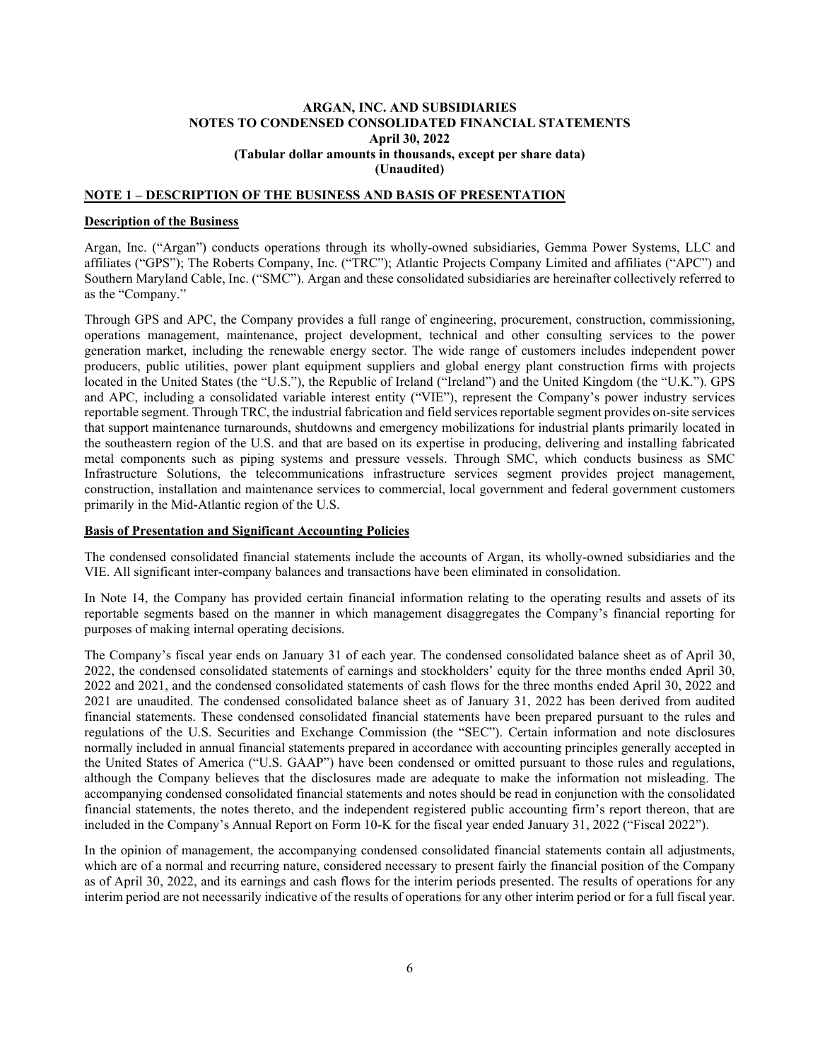**ARGAN, INC. AND SUBSIDIARIES**
**NOTES TO CONDENSED CONSOLIDATED FINANCIAL STATEMENTS**
**April 30, 2022**
**(Tabular dollar amounts in thousands, except per share data)**
**(Unaudited)**

## NOTE 1 – DESCRIPTION OF THE BUSINESS AND BASIS OF PRESENTATION

### Description of the Business

Argan, Inc. ("Argan") conducts operations through its wholly-owned subsidiaries, Gemma Power Systems, LLC and affiliates ("GPS"); The Roberts Company, Inc. ("TRC"); Atlantic Projects Company Limited and affiliates ("APC") and Southern Maryland Cable, Inc. ("SMC"). Argan and these consolidated subsidiaries are hereinafter collectively referred to as the "Company."

Through GPS and APC, the Company provides a full range of engineering, procurement, construction, commissioning, operations management, maintenance, project development, technical and other consulting services to the power generation market, including the renewable energy sector. The wide range of customers includes independent power producers, public utilities, power plant equipment suppliers and global energy plant construction firms with projects located in the United States (the "U.S."), the Republic of Ireland ("Ireland") and the United Kingdom (the "U.K."). GPS and APC, including a consolidated variable interest entity ("VIE"), represent the Company's power industry services reportable segment. Through TRC, the industrial fabrication and field services reportable segment provides on-site services that support maintenance turnarounds, shutdowns and emergency mobilizations for industrial plants primarily located in the southeastern region of the U.S. and that are based on its expertise in producing, delivering and installing fabricated metal components such as piping systems and pressure vessels. Through SMC, which conducts business as SMC Infrastructure Solutions, the telecommunications infrastructure services segment provides project management, construction, installation and maintenance services to commercial, local government and federal government customers primarily in the Mid-Atlantic region of the U.S.

### Basis of Presentation and Significant Accounting Policies

The condensed consolidated financial statements include the accounts of Argan, its wholly-owned subsidiaries and the VIE. All significant inter-company balances and transactions have been eliminated in consolidation.

In Note 14, the Company has provided certain financial information relating to the operating results and assets of its reportable segments based on the manner in which management disaggregates the Company's financial reporting for purposes of making internal operating decisions.

The Company's fiscal year ends on January 31 of each year. The condensed consolidated balance sheet as of April 30, 2022, the condensed consolidated statements of earnings and stockholders' equity for the three months ended April 30, 2022 and 2021, and the condensed consolidated statements of cash flows for the three months ended April 30, 2022 and 2021 are unaudited. The condensed consolidated balance sheet as of January 31, 2022 has been derived from audited financial statements. These condensed consolidated financial statements have been prepared pursuant to the rules and regulations of the U.S. Securities and Exchange Commission (the "SEC"). Certain information and note disclosures normally included in annual financial statements prepared in accordance with accounting principles generally accepted in the United States of America ("U.S. GAAP") have been condensed or omitted pursuant to those rules and regulations, although the Company believes that the disclosures made are adequate to make the information not misleading. The accompanying condensed consolidated financial statements and notes should be read in conjunction with the consolidated financial statements, the notes thereto, and the independent registered public accounting firm's report thereon, that are included in the Company's Annual Report on Form 10-K for the fiscal year ended January 31, 2022 ("Fiscal 2022").

In the opinion of management, the accompanying condensed consolidated financial statements contain all adjustments, which are of a normal and recurring nature, considered necessary to present fairly the financial position of the Company as of April 30, 2022, and its earnings and cash flows for the interim periods presented. The results of operations for any interim period are not necessarily indicative of the results of operations for any other interim period or for a full fiscal year.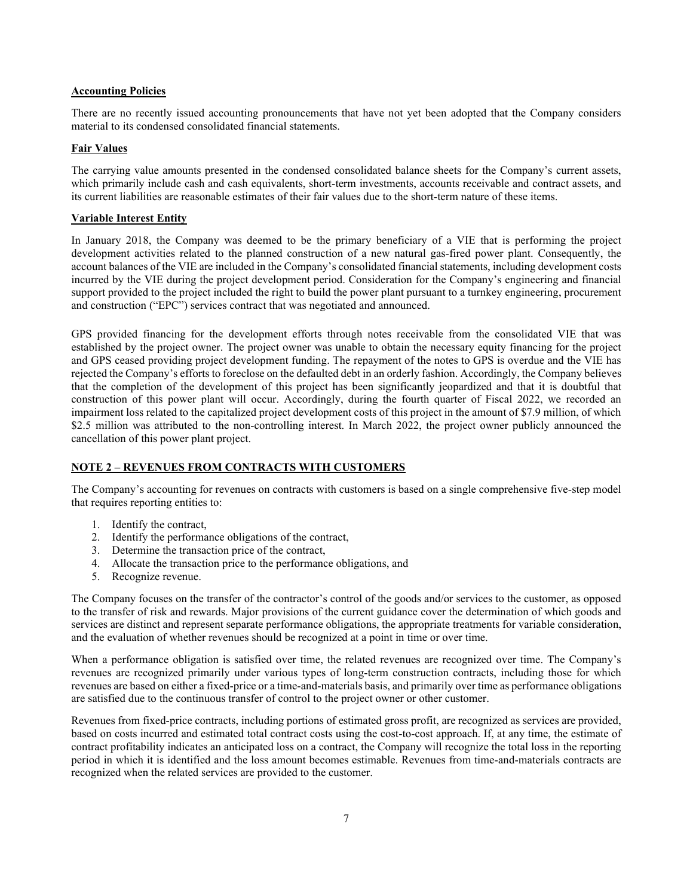**Accounting Policies**

There are no recently issued accounting pronouncements that have not yet been adopted that the Company considers material to its condensed consolidated financial statements.

**Fair Values**

The carrying value amounts presented in the condensed consolidated balance sheets for the Company's current assets, which primarily include cash and cash equivalents, short-term investments, accounts receivable and contract assets, and its current liabilities are reasonable estimates of their fair values due to the short-term nature of these items.

**Variable Interest Entity**

In January 2018, the Company was deemed to be the primary beneficiary of a VIE that is performing the project development activities related to the planned construction of a new natural gas-fired power plant. Consequently, the account balances of the VIE are included in the Company's consolidated financial statements, including development costs incurred by the VIE during the project development period. Consideration for the Company's engineering and financial support provided to the project included the right to build the power plant pursuant to a turnkey engineering, procurement and construction ("EPC") services contract that was negotiated and announced.

GPS provided financing for the development efforts through notes receivable from the consolidated VIE that was established by the project owner. The project owner was unable to obtain the necessary equity financing for the project and GPS ceased providing project development funding. The repayment of the notes to GPS is overdue and the VIE has rejected the Company's efforts to foreclose on the defaulted debt in an orderly fashion. Accordingly, the Company believes that the completion of the development of this project has been significantly jeopardized and that it is doubtful that construction of this power plant will occur. Accordingly, during the fourth quarter of Fiscal 2022, we recorded an impairment loss related to the capitalized project development costs of this project in the amount of $7.9 million, of which $2.5 million was attributed to the non-controlling interest. In March 2022, the project owner publicly announced the cancellation of this power plant project.

## NOTE 2 – REVENUES FROM CONTRACTS WITH CUSTOMERS

The Company's accounting for revenues on contracts with customers is based on a single comprehensive five-step model that requires reporting entities to:

1. Identify the contract,
2. Identify the performance obligations of the contract,
3. Determine the transaction price of the contract,
4. Allocate the transaction price to the performance obligations, and
5. Recognize revenue.

The Company focuses on the transfer of the contractor's control of the goods and/or services to the customer, as opposed to the transfer of risk and rewards. Major provisions of the current guidance cover the determination of which goods and services are distinct and represent separate performance obligations, the appropriate treatments for variable consideration, and the evaluation of whether revenues should be recognized at a point in time or over time.

When a performance obligation is satisfied over time, the related revenues are recognized over time. The Company's revenues are recognized primarily under various types of long-term construction contracts, including those for which revenues are based on either a fixed-price or a time-and-materials basis, and primarily over time as performance obligations are satisfied due to the continuous transfer of control to the project owner or other customer.

Revenues from fixed-price contracts, including portions of estimated gross profit, are recognized as services are provided, based on costs incurred and estimated total contract costs using the cost-to-cost approach. If, at any time, the estimate of contract profitability indicates an anticipated loss on a contract, the Company will recognize the total loss in the reporting period in which it is identified and the loss amount becomes estimable. Revenues from time-and-materials contracts are recognized when the related services are provided to the customer.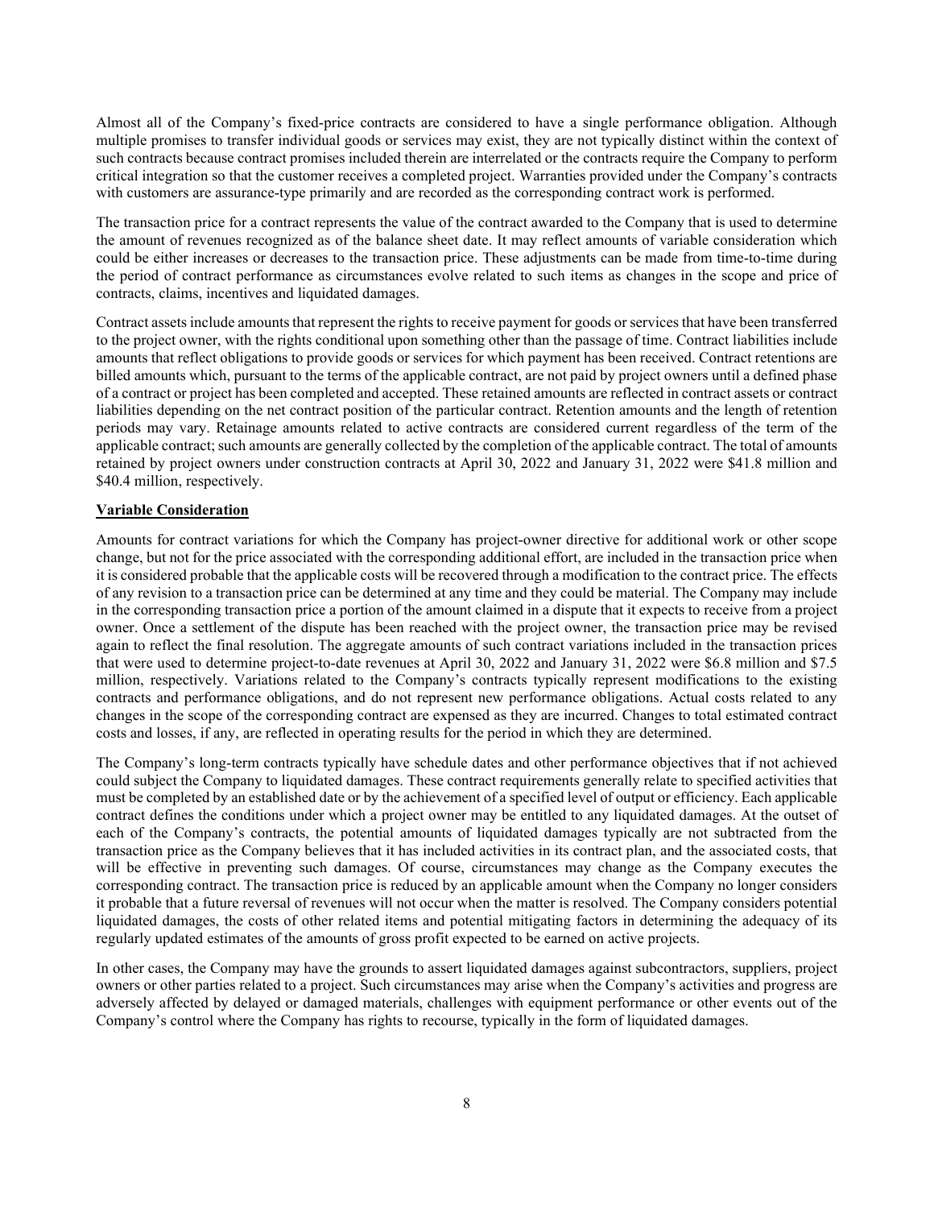Almost all of the Company's fixed-price contracts are considered to have a single performance obligation. Although multiple promises to transfer individual goods or services may exist, they are not typically distinct within the context of such contracts because contract promises included therein are interrelated or the contracts require the Company to perform critical integration so that the customer receives a completed project. Warranties provided under the Company's contracts with customers are assurance-type primarily and are recorded as the corresponding contract work is performed.

The transaction price for a contract represents the value of the contract awarded to the Company that is used to determine the amount of revenues recognized as of the balance sheet date. It may reflect amounts of variable consideration which could be either increases or decreases to the transaction price. These adjustments can be made from time-to-time during the period of contract performance as circumstances evolve related to such items as changes in the scope and price of contracts, claims, incentives and liquidated damages.

Contract assets include amounts that represent the rights to receive payment for goods or services that have been transferred to the project owner, with the rights conditional upon something other than the passage of time. Contract liabilities include amounts that reflect obligations to provide goods or services for which payment has been received. Contract retentions are billed amounts which, pursuant to the terms of the applicable contract, are not paid by project owners until a defined phase of a contract or project has been completed and accepted. These retained amounts are reflected in contract assets or contract liabilities depending on the net contract position of the particular contract. Retention amounts and the length of retention periods may vary. Retainage amounts related to active contracts are considered current regardless of the term of the applicable contract; such amounts are generally collected by the completion of the applicable contract. The total of amounts retained by project owners under construction contracts at April 30, 2022 and January 31, 2022 were $41.8 million and $40.4 million, respectively.

**Variable Consideration**

Amounts for contract variations for which the Company has project-owner directive for additional work or other scope change, but not for the price associated with the corresponding additional effort, are included in the transaction price when it is considered probable that the applicable costs will be recovered through a modification to the contract price. The effects of any revision to a transaction price can be determined at any time and they could be material. The Company may include in the corresponding transaction price a portion of the amount claimed in a dispute that it expects to receive from a project owner. Once a settlement of the dispute has been reached with the project owner, the transaction price may be revised again to reflect the final resolution. The aggregate amounts of such contract variations included in the transaction prices that were used to determine project-to-date revenues at April 30, 2022 and January 31, 2022 were $6.8 million and $7.5 million, respectively. Variations related to the Company's contracts typically represent modifications to the existing contracts and performance obligations, and do not represent new performance obligations. Actual costs related to any changes in the scope of the corresponding contract are expensed as they are incurred. Changes to total estimated contract costs and losses, if any, are reflected in operating results for the period in which they are determined.

The Company's long-term contracts typically have schedule dates and other performance objectives that if not achieved could subject the Company to liquidated damages. These contract requirements generally relate to specified activities that must be completed by an established date or by the achievement of a specified level of output or efficiency. Each applicable contract defines the conditions under which a project owner may be entitled to any liquidated damages. At the outset of each of the Company's contracts, the potential amounts of liquidated damages typically are not subtracted from the transaction price as the Company believes that it has included activities in its contract plan, and the associated costs, that will be effective in preventing such damages. Of course, circumstances may change as the Company executes the corresponding contract. The transaction price is reduced by an applicable amount when the Company no longer considers it probable that a future reversal of revenues will not occur when the matter is resolved. The Company considers potential liquidated damages, the costs of other related items and potential mitigating factors in determining the adequacy of its regularly updated estimates of the amounts of gross profit expected to be earned on active projects.

In other cases, the Company may have the grounds to assert liquidated damages against subcontractors, suppliers, project owners or other parties related to a project. Such circumstances may arise when the Company's activities and progress are adversely affected by delayed or damaged materials, challenges with equipment performance or other events out of the Company's control where the Company has rights to recourse, typically in the form of liquidated damages.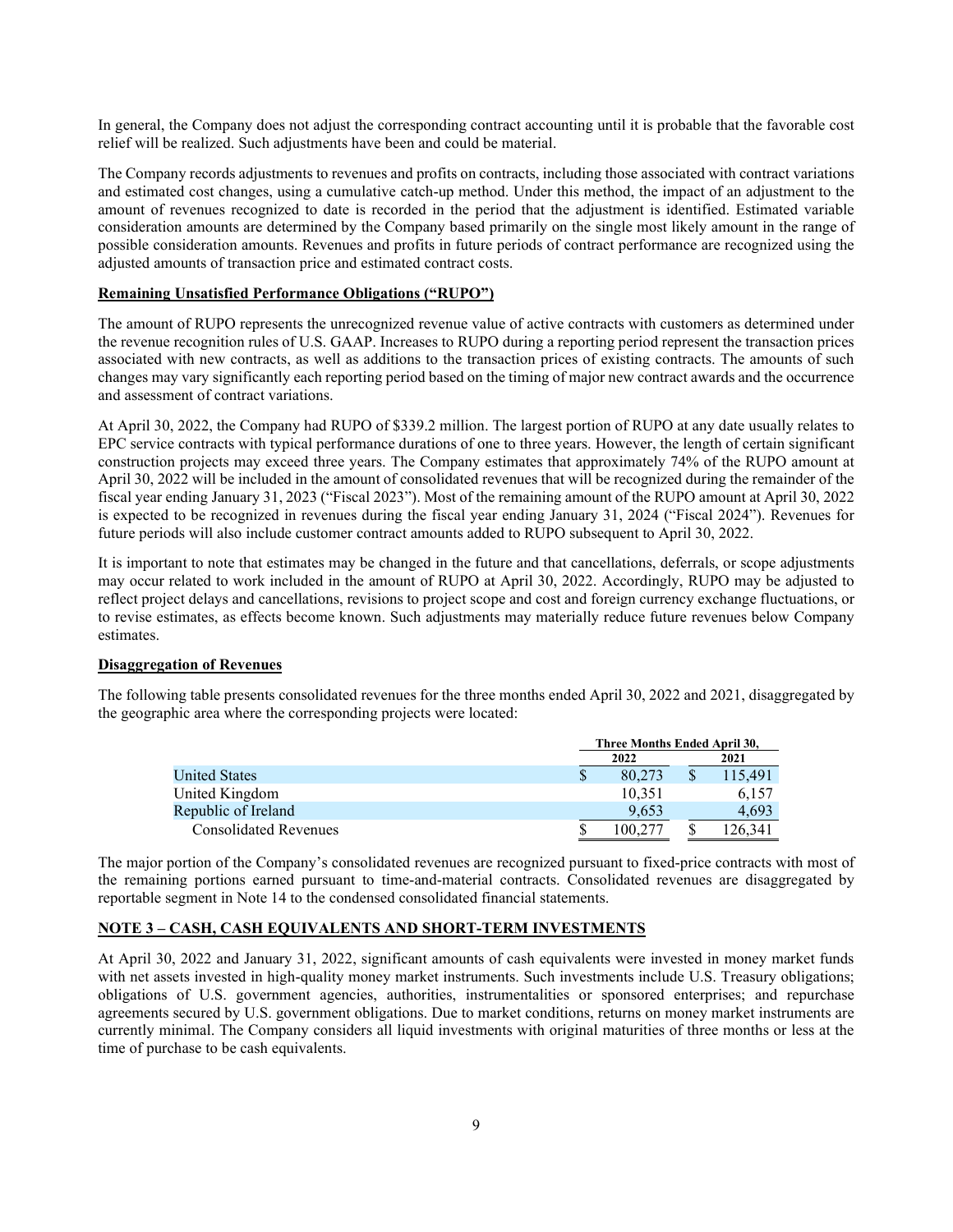In general, the Company does not adjust the corresponding contract accounting until it is probable that the favorable cost relief will be realized. Such adjustments have been and could be material.

The Company records adjustments to revenues and profits on contracts, including those associated with contract variations and estimated cost changes, using a cumulative catch-up method. Under this method, the impact of an adjustment to the amount of revenues recognized to date is recorded in the period that the adjustment is identified. Estimated variable consideration amounts are determined by the Company based primarily on the single most likely amount in the range of possible consideration amounts. Revenues and profits in future periods of contract performance are recognized using the adjusted amounts of transaction price and estimated contract costs.

**Remaining Unsatisfied Performance Obligations ("RUPO")**

The amount of RUPO represents the unrecognized revenue value of active contracts with customers as determined under the revenue recognition rules of U.S. GAAP. Increases to RUPO during a reporting period represent the transaction prices associated with new contracts, as well as additions to the transaction prices of existing contracts. The amounts of such changes may vary significantly each reporting period based on the timing of major new contract awards and the occurrence and assessment of contract variations.

At April 30, 2022, the Company had RUPO of $339.2 million. The largest portion of RUPO at any date usually relates to EPC service contracts with typical performance durations of one to three years. However, the length of certain significant construction projects may exceed three years. The Company estimates that approximately 74% of the RUPO amount at April 30, 2022 will be included in the amount of consolidated revenues that will be recognized during the remainder of the fiscal year ending January 31, 2023 ("Fiscal 2023"). Most of the remaining amount of the RUPO amount at April 30, 2022 is expected to be recognized in revenues during the fiscal year ending January 31, 2024 ("Fiscal 2024"). Revenues for future periods will also include customer contract amounts added to RUPO subsequent to April 30, 2022.

It is important to note that estimates may be changed in the future and that cancellations, deferrals, or scope adjustments may occur related to work included in the amount of RUPO at April 30, 2022. Accordingly, RUPO may be adjusted to reflect project delays and cancellations, revisions to project scope and cost and foreign currency exchange fluctuations, or to revise estimates, as effects become known. Such adjustments may materially reduce future revenues below Company estimates.

**Disaggregation of Revenues**

The following table presents consolidated revenues for the three months ended April 30, 2022 and 2021, disaggregated by the geographic area where the corresponding projects were located:

| | Three Months Ended April 30, | |
|---|---|---|
| | 2022 | 2021 |
| United States | $ 80,273 | $ 115,491 |
| United Kingdom | 10,351 | 6,157 |
| Republic of Ireland | 9,653 | 4,693 |
| Consolidated Revenues | $ 100,277 | $ 126,341 |

The major portion of the Company's consolidated revenues are recognized pursuant to fixed-price contracts with most of the remaining portions earned pursuant to time-and-material contracts. Consolidated revenues are disaggregated by reportable segment in Note 14 to the condensed consolidated financial statements.

**NOTE 3 – CASH, CASH EQUIVALENTS AND SHORT-TERM INVESTMENTS**

At April 30, 2022 and January 31, 2022, significant amounts of cash equivalents were invested in money market funds with net assets invested in high-quality money market instruments. Such investments include U.S. Treasury obligations; obligations of U.S. government agencies, authorities, instrumentalities or sponsored enterprises; and repurchase agreements secured by U.S. government obligations. Due to market conditions, returns on money market instruments are currently minimal. The Company considers all liquid investments with original maturities of three months or less at the time of purchase to be cash equivalents.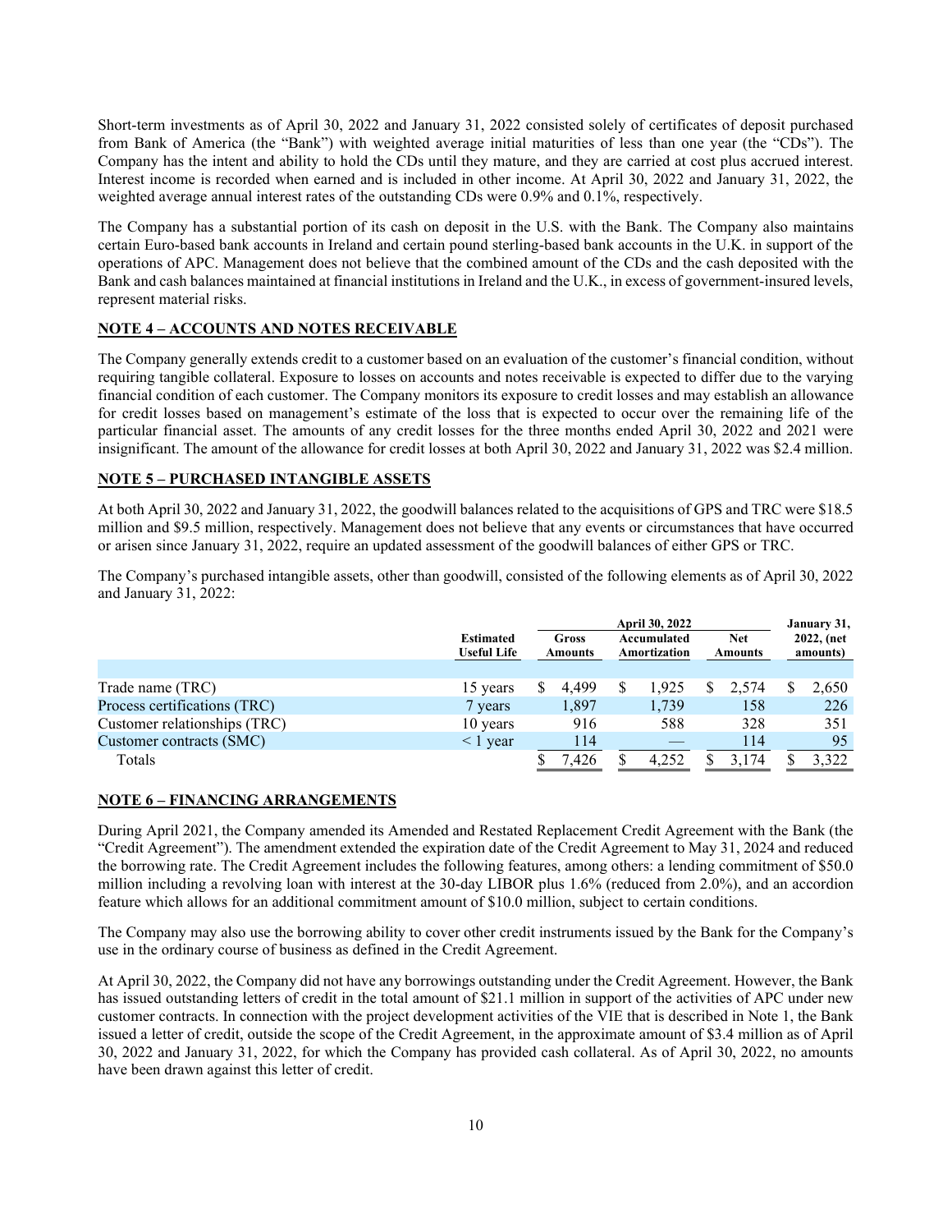Short-term investments as of April 30, 2022 and January 31, 2022 consisted solely of certificates of deposit purchased from Bank of America (the "Bank") with weighted average initial maturities of less than one year (the "CDs"). The Company has the intent and ability to hold the CDs until they mature, and they are carried at cost plus accrued interest. Interest income is recorded when earned and is included in other income. At April 30, 2022 and January 31, 2022, the weighted average annual interest rates of the outstanding CDs were 0.9% and 0.1%, respectively.

The Company has a substantial portion of its cash on deposit in the U.S. with the Bank. The Company also maintains certain Euro-based bank accounts in Ireland and certain pound sterling-based bank accounts in the U.K. in support of the operations of APC. Management does not believe that the combined amount of the CDs and the cash deposited with the Bank and cash balances maintained at financial institutions in Ireland and the U.K., in excess of government-insured levels, represent material risks.

**NOTE 4 – ACCOUNTS AND NOTES RECEIVABLE**

The Company generally extends credit to a customer based on an evaluation of the customer's financial condition, without requiring tangible collateral. Exposure to losses on accounts and notes receivable is expected to differ due to the varying financial condition of each customer. The Company monitors its exposure to credit losses and may establish an allowance for credit losses based on management's estimate of the loss that is expected to occur over the remaining life of the particular financial asset. The amounts of any credit losses for the three months ended April 30, 2022 and 2021 were insignificant. The amount of the allowance for credit losses at both April 30, 2022 and January 31, 2022 was $2.4 million.

**NOTE 5 – PURCHASED INTANGIBLE ASSETS**

At both April 30, 2022 and January 31, 2022, the goodwill balances related to the acquisitions of GPS and TRC were $18.5 million and $9.5 million, respectively. Management does not believe that any events or circumstances that have occurred or arisen since January 31, 2022, require an updated assessment of the goodwill balances of either GPS or TRC.

The Company's purchased intangible assets, other than goodwill, consisted of the following elements as of April 30, 2022 and January 31, 2022:

| | | April 30, 2022 | | | January 31, |
|---|---|---|---|---|---|
| | Estimated Useful Life | Gross Amounts | Accumulated Amortization | Net Amounts | 2022, (net amounts) |
| Trade name (TRC) | 15 years | $ 4,499 | $ 1,925 | $ 2,574 | $ 2,650 |
| Process certifications (TRC) | 7 years | 1,897 | 1,739 | 158 | 226 |
| Customer relationships (TRC) | 10 years | 916 | 588 | 328 | 351 |
| Customer contracts (SMC) | < 1 year | 114 | — | 114 | 95 |
| Totals | | $ 7,426 | $ 4,252 | $ 3,174 | $ 3,322 |

**NOTE 6 – FINANCING ARRANGEMENTS**

During April 2021, the Company amended its Amended and Restated Replacement Credit Agreement with the Bank (the "Credit Agreement"). The amendment extended the expiration date of the Credit Agreement to May 31, 2024 and reduced the borrowing rate. The Credit Agreement includes the following features, among others: a lending commitment of $50.0 million including a revolving loan with interest at the 30-day LIBOR plus 1.6% (reduced from 2.0%), and an accordion feature which allows for an additional commitment amount of $10.0 million, subject to certain conditions.

The Company may also use the borrowing ability to cover other credit instruments issued by the Bank for the Company's use in the ordinary course of business as defined in the Credit Agreement.

At April 30, 2022, the Company did not have any borrowings outstanding under the Credit Agreement. However, the Bank has issued outstanding letters of credit in the total amount of $21.1 million in support of the activities of APC under new customer contracts. In connection with the project development activities of the VIE that is described in Note 1, the Bank issued a letter of credit, outside the scope of the Credit Agreement, in the approximate amount of $3.4 million as of April 30, 2022 and January 31, 2022, for which the Company has provided cash collateral. As of April 30, 2022, no amounts have been drawn against this letter of credit.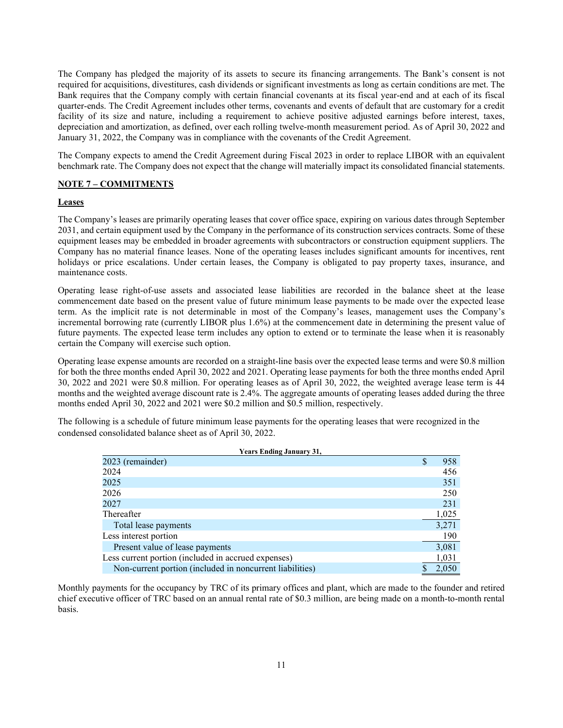The Company has pledged the majority of its assets to secure its financing arrangements. The Bank's consent is not required for acquisitions, divestitures, cash dividends or significant investments as long as certain conditions are met. The Bank requires that the Company comply with certain financial covenants at its fiscal year-end and at each of its fiscal quarter-ends. The Credit Agreement includes other terms, covenants and events of default that are customary for a credit facility of its size and nature, including a requirement to achieve positive adjusted earnings before interest, taxes, depreciation and amortization, as defined, over each rolling twelve-month measurement period. As of April 30, 2022 and January 31, 2022, the Company was in compliance with the covenants of the Credit Agreement.

The Company expects to amend the Credit Agreement during Fiscal 2023 in order to replace LIBOR with an equivalent benchmark rate. The Company does not expect that the change will materially impact its consolidated financial statements.

## NOTE 7 – COMMITMENTS

### Leases

The Company's leases are primarily operating leases that cover office space, expiring on various dates through September 2031, and certain equipment used by the Company in the performance of its construction services contracts. Some of these equipment leases may be embedded in broader agreements with subcontractors or construction equipment suppliers. The Company has no material finance leases. None of the operating leases includes significant amounts for incentives, rent holidays or price escalations. Under certain leases, the Company is obligated to pay property taxes, insurance, and maintenance costs.

Operating lease right-of-use assets and associated lease liabilities are recorded in the balance sheet at the lease commencement date based on the present value of future minimum lease payments to be made over the expected lease term. As the implicit rate is not determinable in most of the Company's leases, management uses the Company's incremental borrowing rate (currently LIBOR plus 1.6%) at the commencement date in determining the present value of future payments. The expected lease term includes any option to extend or to terminate the lease when it is reasonably certain the Company will exercise such option.

Operating lease expense amounts are recorded on a straight-line basis over the expected lease terms and were $0.8 million for both the three months ended April 30, 2022 and 2021. Operating lease payments for both the three months ended April 30, 2022 and 2021 were $0.8 million. For operating leases as of April 30, 2022, the weighted average lease term is 44 months and the weighted average discount rate is 2.4%. The aggregate amounts of operating leases added during the three months ended April 30, 2022 and 2021 were $0.2 million and $0.5 million, respectively.

The following is a schedule of future minimum lease payments for the operating leases that were recognized in the condensed consolidated balance sheet as of April 30, 2022.

| Years Ending January 31, | |
|---|---|
| 2023 (remainder) | $ 958 |
| 2024 | 456 |
| 2025 | 351 |
| 2026 | 250 |
| 2027 | 231 |
| Thereafter | 1,025 |
| Total lease payments | 3,271 |
| Less interest portion | 190 |
| Present value of lease payments | 3,081 |
| Less current portion (included in accrued expenses) | 1,031 |
| Non-current portion (included in noncurrent liabilities) | $ 2,050 |

Monthly payments for the occupancy by TRC of its primary offices and plant, which are made to the founder and retired chief executive officer of TRC based on an annual rental rate of $0.3 million, are being made on a month-to-month rental basis.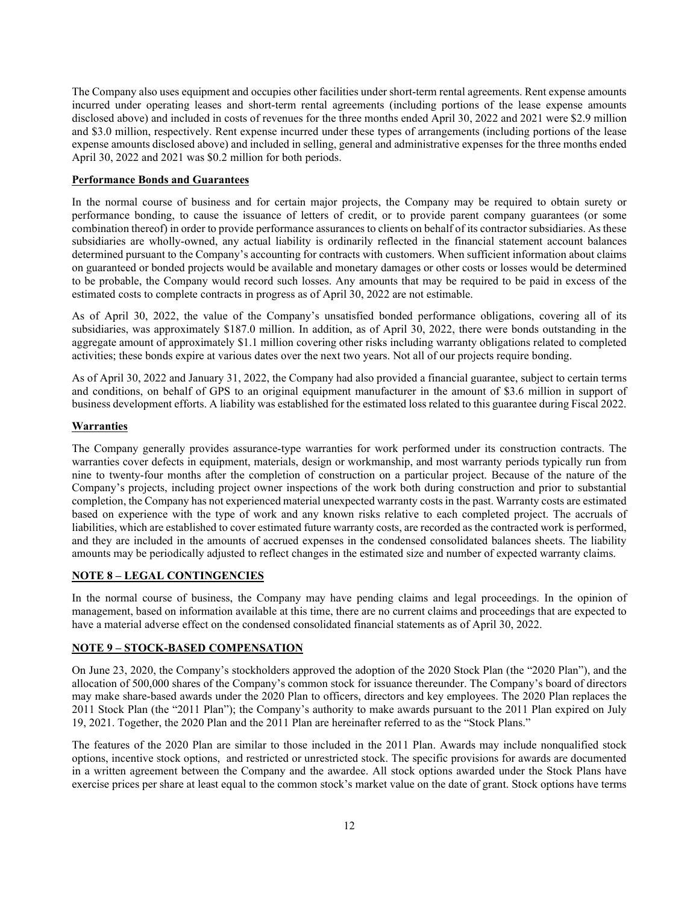The Company also uses equipment and occupies other facilities under short-term rental agreements. Rent expense amounts incurred under operating leases and short-term rental agreements (including portions of the lease expense amounts disclosed above) and included in costs of revenues for the three months ended April 30, 2022 and 2021 were $2.9 million and $3.0 million, respectively. Rent expense incurred under these types of arrangements (including portions of the lease expense amounts disclosed above) and included in selling, general and administrative expenses for the three months ended April 30, 2022 and 2021 was $0.2 million for both periods.

**Performance Bonds and Guarantees**

In the normal course of business and for certain major projects, the Company may be required to obtain surety or performance bonding, to cause the issuance of letters of credit, or to provide parent company guarantees (or some combination thereof) in order to provide performance assurances to clients on behalf of its contractor subsidiaries. As these subsidiaries are wholly-owned, any actual liability is ordinarily reflected in the financial statement account balances determined pursuant to the Company's accounting for contracts with customers. When sufficient information about claims on guaranteed or bonded projects would be available and monetary damages or other costs or losses would be determined to be probable, the Company would record such losses. Any amounts that may be required to be paid in excess of the estimated costs to complete contracts in progress as of April 30, 2022 are not estimable.

As of April 30, 2022, the value of the Company's unsatisfied bonded performance obligations, covering all of its subsidiaries, was approximately $187.0 million. In addition, as of April 30, 2022, there were bonds outstanding in the aggregate amount of approximately $1.1 million covering other risks including warranty obligations related to completed activities; these bonds expire at various dates over the next two years. Not all of our projects require bonding.

As of April 30, 2022 and January 31, 2022, the Company had also provided a financial guarantee, subject to certain terms and conditions, on behalf of GPS to an original equipment manufacturer in the amount of $3.6 million in support of business development efforts. A liability was established for the estimated loss related to this guarantee during Fiscal 2022.

**Warranties**

The Company generally provides assurance-type warranties for work performed under its construction contracts. The warranties cover defects in equipment, materials, design or workmanship, and most warranty periods typically run from nine to twenty-four months after the completion of construction on a particular project. Because of the nature of the Company's projects, including project owner inspections of the work both during construction and prior to substantial completion, the Company has not experienced material unexpected warranty costs in the past. Warranty costs are estimated based on experience with the type of work and any known risks relative to each completed project. The accruals of liabilities, which are established to cover estimated future warranty costs, are recorded as the contracted work is performed, and they are included in the amounts of accrued expenses in the condensed consolidated balances sheets. The liability amounts may be periodically adjusted to reflect changes in the estimated size and number of expected warranty claims.

## NOTE 8 – LEGAL CONTINGENCIES

In the normal course of business, the Company may have pending claims and legal proceedings. In the opinion of management, based on information available at this time, there are no current claims and proceedings that are expected to have a material adverse effect on the condensed consolidated financial statements as of April 30, 2022.

## NOTE 9 – STOCK-BASED COMPENSATION

On June 23, 2020, the Company's stockholders approved the adoption of the 2020 Stock Plan (the "2020 Plan"), and the allocation of 500,000 shares of the Company's common stock for issuance thereunder. The Company's board of directors may make share-based awards under the 2020 Plan to officers, directors and key employees. The 2020 Plan replaces the 2011 Stock Plan (the "2011 Plan"); the Company's authority to make awards pursuant to the 2011 Plan expired on July 19, 2021. Together, the 2020 Plan and the 2011 Plan are hereinafter referred to as the "Stock Plans."

The features of the 2020 Plan are similar to those included in the 2011 Plan. Awards may include nonqualified stock options, incentive stock options, and restricted or unrestricted stock. The specific provisions for awards are documented in a written agreement between the Company and the awardee. All stock options awarded under the Stock Plans have exercise prices per share at least equal to the common stock's market value on the date of grant. Stock options have terms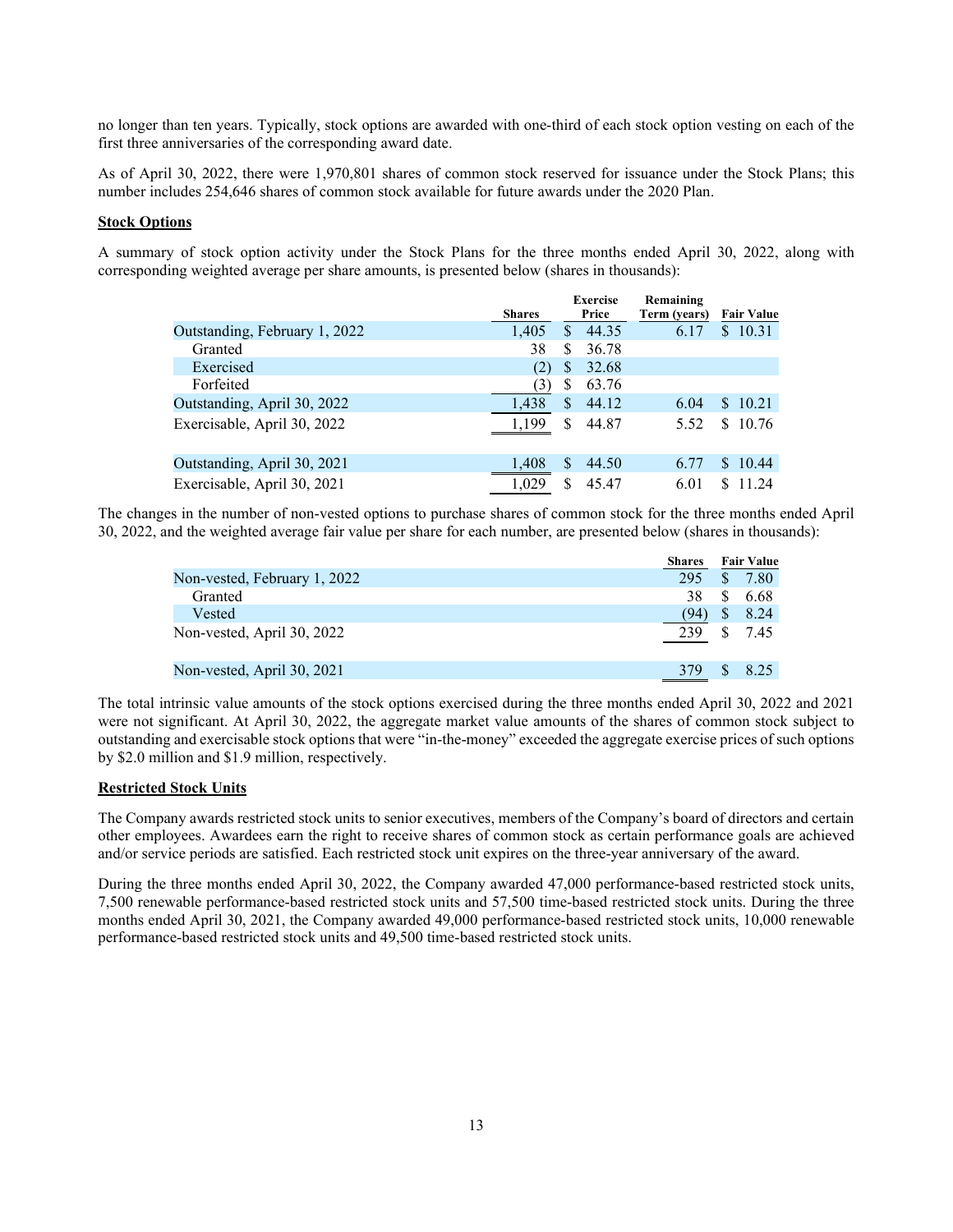no longer than ten years. Typically, stock options are awarded with one-third of each stock option vesting on each of the first three anniversaries of the corresponding award date.

As of April 30, 2022, there were 1,970,801 shares of common stock reserved for issuance under the Stock Plans; this number includes 254,646 shares of common stock available for future awards under the 2020 Plan.

**Stock Options**

A summary of stock option activity under the Stock Plans for the three months ended April 30, 2022, along with corresponding weighted average per share amounts, is presented below (shares in thousands):

| | Shares | Exercise Price | Remaining Term (years) | Fair Value |
|---|---|---|---|---|
| Outstanding, February 1, 2022 | 1,405 | $ 44.35 | 6.17 | $ 10.31 |
| Granted | 38 | $ 36.78 | | |
| Exercised | (2) | $ 32.68 | | |
| Forfeited | (3) | $ 63.76 | | |
| Outstanding, April 30, 2022 | 1,438 | $ 44.12 | 6.04 | $ 10.21 |
| Exercisable, April 30, 2022 | 1,199 | $ 44.87 | 5.52 | $ 10.76 |
| | | | | |
| Outstanding, April 30, 2021 | 1,408 | $ 44.50 | 6.77 | $ 10.44 |
| Exercisable, April 30, 2021 | 1,029 | $ 45.47 | 6.01 | $ 11.24 |

The changes in the number of non-vested options to purchase shares of common stock for the three months ended April 30, 2022, and the weighted average fair value per share for each number, are presented below (shares in thousands):

| | Shares | Fair Value |
|---|---|---|
| Non-vested, February 1, 2022 | 295 | $ 7.80 |
| Granted | 38 | $ 6.68 |
| Vested | (94) | $ 8.24 |
| Non-vested, April 30, 2022 | 239 | $ 7.45 |
| | | |
| Non-vested, April 30, 2021 | 379 | $ 8.25 |

The total intrinsic value amounts of the stock options exercised during the three months ended April 30, 2022 and 2021 were not significant. At April 30, 2022, the aggregate market value amounts of the shares of common stock subject to outstanding and exercisable stock options that were "in-the-money" exceeded the aggregate exercise prices of such options by $2.0 million and $1.9 million, respectively.

**Restricted Stock Units**

The Company awards restricted stock units to senior executives, members of the Company's board of directors and certain other employees. Awardees earn the right to receive shares of common stock as certain performance goals are achieved and/or service periods are satisfied. Each restricted stock unit expires on the three-year anniversary of the award.

During the three months ended April 30, 2022, the Company awarded 47,000 performance-based restricted stock units, 7,500 renewable performance-based restricted stock units and 57,500 time-based restricted stock units. During the three months ended April 30, 2021, the Company awarded 49,000 performance-based restricted stock units, 10,000 renewable performance-based restricted stock units and 49,500 time-based restricted stock units.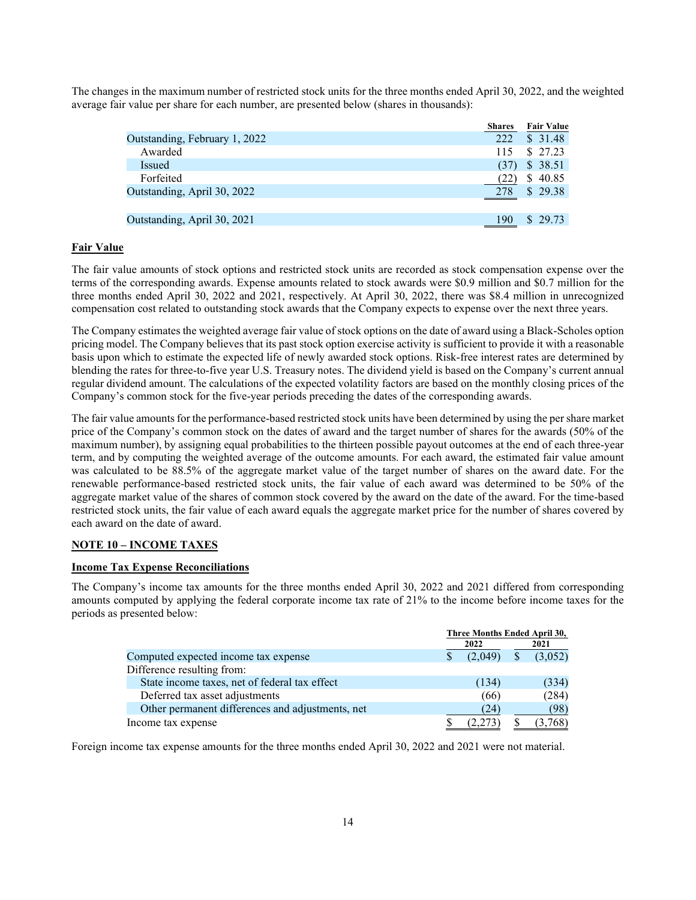The changes in the maximum number of restricted stock units for the three months ended April 30, 2022, and the weighted average fair value per share for each number, are presented below (shares in thousands):

| | Shares | Fair Value |
|---|---|---|
| Outstanding, February 1, 2022 | 222 | $ 31.48 |
| Awarded | 115 | $ 27.23 |
| Issued | (37) | $ 38.51 |
| Forfeited | (22) | $ 40.85 |
| Outstanding, April 30, 2022 | 278 | $ 29.38 |
| | | |
| Outstanding, April 30, 2021 | 190 | $ 29.73 |

**Fair Value**

The fair value amounts of stock options and restricted stock units are recorded as stock compensation expense over the terms of the corresponding awards. Expense amounts related to stock awards were $0.9 million and $0.7 million for the three months ended April 30, 2022 and 2021, respectively. At April 30, 2022, there was $8.4 million in unrecognized compensation cost related to outstanding stock awards that the Company expects to expense over the next three years.

The Company estimates the weighted average fair value of stock options on the date of award using a Black-Scholes option pricing model. The Company believes that its past stock option exercise activity is sufficient to provide it with a reasonable basis upon which to estimate the expected life of newly awarded stock options. Risk-free interest rates are determined by blending the rates for three-to-five year U.S. Treasury notes. The dividend yield is based on the Company's current annual regular dividend amount. The calculations of the expected volatility factors are based on the monthly closing prices of the Company's common stock for the five-year periods preceding the dates of the corresponding awards.

The fair value amounts for the performance-based restricted stock units have been determined by using the per share market price of the Company's common stock on the dates of award and the target number of shares for the awards (50% of the maximum number), by assigning equal probabilities to the thirteen possible payout outcomes at the end of each three-year term, and by computing the weighted average of the outcome amounts. For each award, the estimated fair value amount was calculated to be 88.5% of the aggregate market value of the target number of shares on the award date. For the renewable performance-based restricted stock units, the fair value of each award was determined to be 50% of the aggregate market value of the shares of common stock covered by the award on the date of the award. For the time-based restricted stock units, the fair value of each award equals the aggregate market price for the number of shares covered by each award on the date of award.

## NOTE 10 – INCOME TAXES

**Income Tax Expense Reconciliations**

The Company's income tax amounts for the three months ended April 30, 2022 and 2021 differed from corresponding amounts computed by applying the federal corporate income tax rate of 21% to the income before income taxes for the periods as presented below:

| | Three Months Ended April 30, | |
|---|---|---|
| | 2022 | 2021 |
| Computed expected income tax expense | $ (2,049) | $ (3,052) |
| Difference resulting from: | | |
| State income taxes, net of federal tax effect | (134) | (334) |
| Deferred tax asset adjustments | (66) | (284) |
| Other permanent differences and adjustments, net | (24) | (98) |
| Income tax expense | $ (2,273) | $ (3,768) |

Foreign income tax expense amounts for the three months ended April 30, 2022 and 2021 were not material.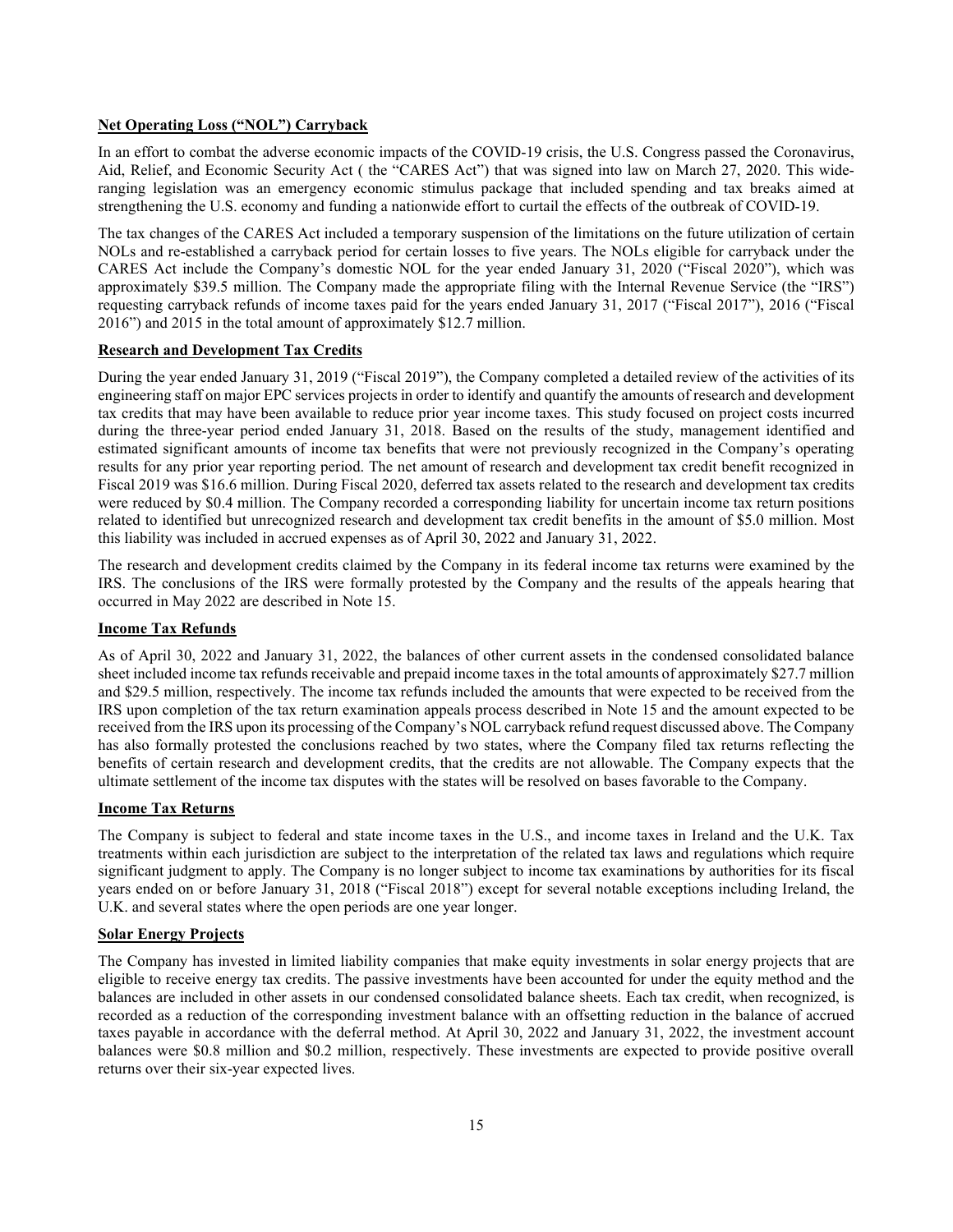**Net Operating Loss ("NOL") Carryback**

In an effort to combat the adverse economic impacts of the COVID-19 crisis, the U.S. Congress passed the Coronavirus, Aid, Relief, and Economic Security Act ( the "CARES Act") that was signed into law on March 27, 2020. This wide-ranging legislation was an emergency economic stimulus package that included spending and tax breaks aimed at strengthening the U.S. economy and funding a nationwide effort to curtail the effects of the outbreak of COVID-19.

The tax changes of the CARES Act included a temporary suspension of the limitations on the future utilization of certain NOLs and re-established a carryback period for certain losses to five years. The NOLs eligible for carryback under the CARES Act include the Company's domestic NOL for the year ended January 31, 2020 ("Fiscal 2020"), which was approximately $39.5 million. The Company made the appropriate filing with the Internal Revenue Service (the "IRS") requesting carryback refunds of income taxes paid for the years ended January 31, 2017 ("Fiscal 2017"), 2016 ("Fiscal 2016") and 2015 in the total amount of approximately $12.7 million.

**Research and Development Tax Credits**

During the year ended January 31, 2019 ("Fiscal 2019"), the Company completed a detailed review of the activities of its engineering staff on major EPC services projects in order to identify and quantify the amounts of research and development tax credits that may have been available to reduce prior year income taxes. This study focused on project costs incurred during the three-year period ended January 31, 2018. Based on the results of the study, management identified and estimated significant amounts of income tax benefits that were not previously recognized in the Company's operating results for any prior year reporting period. The net amount of research and development tax credit benefit recognized in Fiscal 2019 was $16.6 million. During Fiscal 2020, deferred tax assets related to the research and development tax credits were reduced by $0.4 million. The Company recorded a corresponding liability for uncertain income tax return positions related to identified but unrecognized research and development tax credit benefits in the amount of $5.0 million. Most this liability was included in accrued expenses as of April 30, 2022 and January 31, 2022.

The research and development credits claimed by the Company in its federal income tax returns were examined by the IRS. The conclusions of the IRS were formally protested by the Company and the results of the appeals hearing that occurred in May 2022 are described in Note 15.

**Income Tax Refunds**

As of April 30, 2022 and January 31, 2022, the balances of other current assets in the condensed consolidated balance sheet included income tax refunds receivable and prepaid income taxes in the total amounts of approximately $27.7 million and $29.5 million, respectively. The income tax refunds included the amounts that were expected to be received from the IRS upon completion of the tax return examination appeals process described in Note 15 and the amount expected to be received from the IRS upon its processing of the Company's NOL carryback refund request discussed above. The Company has also formally protested the conclusions reached by two states, where the Company filed tax returns reflecting the benefits of certain research and development credits, that the credits are not allowable. The Company expects that the ultimate settlement of the income tax disputes with the states will be resolved on bases favorable to the Company.

**Income Tax Returns**

The Company is subject to federal and state income taxes in the U.S., and income taxes in Ireland and the U.K. Tax treatments within each jurisdiction are subject to the interpretation of the related tax laws and regulations which require significant judgment to apply. The Company is no longer subject to income tax examinations by authorities for its fiscal years ended on or before January 31, 2018 ("Fiscal 2018") except for several notable exceptions including Ireland, the U.K. and several states where the open periods are one year longer.

**Solar Energy Projects**

The Company has invested in limited liability companies that make equity investments in solar energy projects that are eligible to receive energy tax credits. The passive investments have been accounted for under the equity method and the balances are included in other assets in our condensed consolidated balance sheets. Each tax credit, when recognized, is recorded as a reduction of the corresponding investment balance with an offsetting reduction in the balance of accrued taxes payable in accordance with the deferral method. At April 30, 2022 and January 31, 2022, the investment account balances were $0.8 million and $0.2 million, respectively. These investments are expected to provide positive overall returns over their six-year expected lives.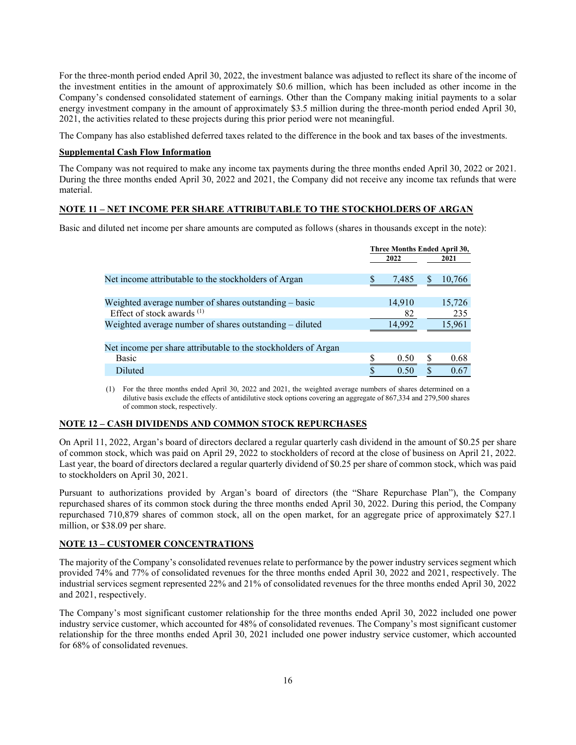For the three-month period ended April 30, 2022, the investment balance was adjusted to reflect its share of the income of the investment entities in the amount of approximately $0.6 million, which has been included as other income in the Company's condensed consolidated statement of earnings. Other than the Company making initial payments to a solar energy investment company in the amount of approximately $3.5 million during the three-month period ended April 30, 2021, the activities related to these projects during this prior period were not meaningful.

The Company has also established deferred taxes related to the difference in the book and tax bases of the investments.

**Supplemental Cash Flow Information**

The Company was not required to make any income tax payments during the three months ended April 30, 2022 or 2021. During the three months ended April 30, 2022 and 2021, the Company did not receive any income tax refunds that were material.

## NOTE 11 – NET INCOME PER SHARE ATTRIBUTABLE TO THE STOCKHOLDERS OF ARGAN

Basic and diluted net income per share amounts are computed as follows (shares in thousands except in the note):

| | Three Months Ended April 30, | |
|---|---|---|
| | 2022 | 2021 |
| Net income attributable to the stockholders of Argan | $ 7,485 | $ 10,766 |
| Weighted average number of shares outstanding – basic | 14,910 | 15,726 |
| Effect of stock awards [(1)] | 82 | 235 |
| Weighted average number of shares outstanding – diluted | 14,992 | 15,961 |
| Net income per share attributable to the stockholders of Argan | | |
| Basic | $ 0.50 | $ 0.68 |
| Diluted | $ 0.50 | $ 0.67 |

(1) For the three months ended April 30, 2022 and 2021, the weighted average numbers of shares determined on a dilutive basis exclude the effects of antidilutive stock options covering an aggregate of 867,334 and 279,500 shares of common stock, respectively.

## NOTE 12 – CASH DIVIDENDS AND COMMON STOCK REPURCHASES

On April 11, 2022, Argan's board of directors declared a regular quarterly cash dividend in the amount of $0.25 per share of common stock, which was paid on April 29, 2022 to stockholders of record at the close of business on April 21, 2022. Last year, the board of directors declared a regular quarterly dividend of $0.25 per share of common stock, which was paid to stockholders on April 30, 2021.

Pursuant to authorizations provided by Argan's board of directors (the "Share Repurchase Plan"), the Company repurchased shares of its common stock during the three months ended April 30, 2022. During this period, the Company repurchased 710,879 shares of common stock, all on the open market, for an aggregate price of approximately $27.1 million, or $38.09 per share.

## NOTE 13 – CUSTOMER CONCENTRATIONS

The majority of the Company's consolidated revenues relate to performance by the power industry services segment which provided 74% and 77% of consolidated revenues for the three months ended April 30, 2022 and 2021, respectively. The industrial services segment represented 22% and 21% of consolidated revenues for the three months ended April 30, 2022 and 2021, respectively.

The Company's most significant customer relationship for the three months ended April 30, 2022 included one power industry service customer, which accounted for 48% of consolidated revenues. The Company's most significant customer relationship for the three months ended April 30, 2021 included one power industry service customer, which accounted for 68% of consolidated revenues.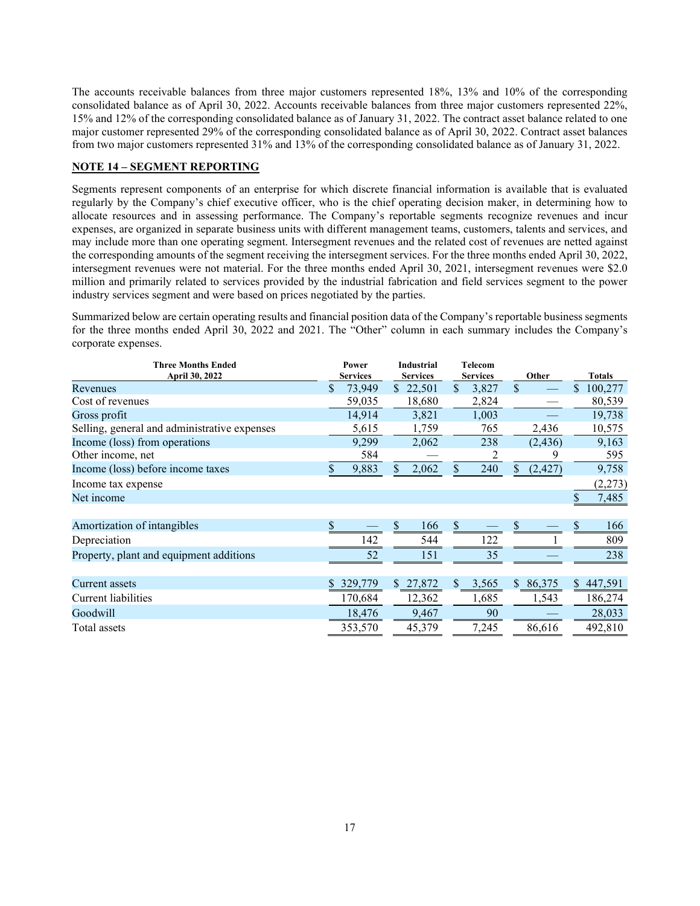The accounts receivable balances from three major customers represented 18%, 13% and 10% of the corresponding consolidated balance as of April 30, 2022. Accounts receivable balances from three major customers represented 22%, 15% and 12% of the corresponding consolidated balance as of January 31, 2022. The contract asset balance related to one major customer represented 29% of the corresponding consolidated balance as of April 30, 2022. Contract asset balances from two major customers represented 31% and 13% of the corresponding consolidated balance as of January 31, 2022.

## NOTE 14 – SEGMENT REPORTING

Segments represent components of an enterprise for which discrete financial information is available that is evaluated regularly by the Company's chief executive officer, who is the chief operating decision maker, in determining how to allocate resources and in assessing performance. The Company's reportable segments recognize revenues and incur expenses, are organized in separate business units with different management teams, customers, talents and services, and may include more than one operating segment. Intersegment revenues and the related cost of revenues are netted against the corresponding amounts of the segment receiving the intersegment services. For the three months ended April 30, 2022, intersegment revenues were not material. For the three months ended April 30, 2021, intersegment revenues were $2.0 million and primarily related to services provided by the industrial fabrication and field services segment to the power industry services segment and were based on prices negotiated by the parties.

Summarized below are certain operating results and financial position data of the Company's reportable business segments for the three months ended April 30, 2022 and 2021. The "Other" column in each summary includes the Company's corporate expenses.

| Three Months Ended April 30, 2022 | Power Services | Industrial Services | Telecom Services | Other | Totals |
|---|---|---|---|---|---|
| Revenues | $ 73,949 | $ 22,501 | $ 3,827 | $ — | $ 100,277 |
| Cost of revenues | 59,035 | 18,680 | 2,824 | — | 80,539 |
| Gross profit | 14,914 | 3,821 | 1,003 | — | 19,738 |
| Selling, general and administrative expenses | 5,615 | 1,759 | 765 | 2,436 | 10,575 |
| Income (loss) from operations | 9,299 | 2,062 | 238 | (2,436) | 9,163 |
| Other income, net | 584 | — | 2 | 9 | 595 |
| Income (loss) before income taxes | $ 9,883 | $ 2,062 | $ 240 | $ (2,427) | 9,758 |
| Income tax expense | | | | | (2,273) |
| Net income | | | | | $ 7,485 |
| | | | | | |
| Amortization of intangibles | $ — | $ 166 | $ — | $ — | $ 166 |
| Depreciation | 142 | 544 | 122 | 1 | 809 |
| Property, plant and equipment additions | 52 | 151 | 35 | — | 238 |
| | | | | | |
| Current assets | $ 329,779 | $ 27,872 | $ 3,565 | $ 86,375 | $ 447,591 |
| Current liabilities | 170,684 | 12,362 | 1,685 | 1,543 | 186,274 |
| Goodwill | 18,476 | 9,467 | 90 | — | 28,033 |
| Total assets | 353,570 | 45,379 | 7,245 | 86,616 | 492,810 |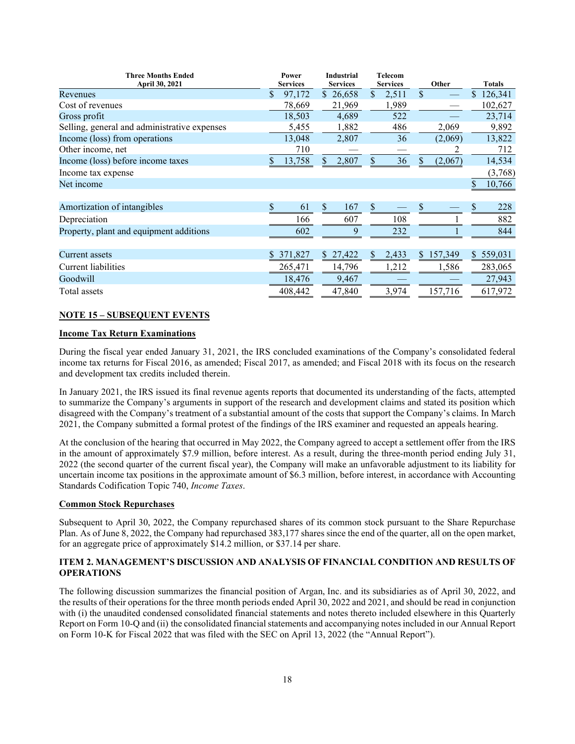| Three Months Ended April 30, 2021 | Power Services | Industrial Services | Telecom Services | Other | Totals |
|---|---|---|---|---|---|
| Revenues | $ 97,172 | $ 26,658 | $ 2,511 | $ — | $ 126,341 |
| Cost of revenues | 78,669 | 21,969 | 1,989 | — | 102,627 |
| Gross profit | 18,503 | 4,689 | 522 | — | 23,714 |
| Selling, general and administrative expenses | 5,455 | 1,882 | 486 | 2,069 | 9,892 |
| Income (loss) from operations | 13,048 | 2,807 | 36 | (2,069) | 13,822 |
| Other income, net | 710 | — | — | 2 | 712 |
| Income (loss) before income taxes | $ 13,758 | $ 2,807 | $ 36 | $ (2,067) | 14,534 |
| Income tax expense | | | | | (3,768) |
| Net income | | | | | $ 10,766 |
| | | | | | |
| Amortization of intangibles | $ 61 | $ 167 | $ — | $ — | $ 228 |
| Depreciation | 166 | 607 | 108 | 1 | 882 |
| Property, plant and equipment additions | 602 | 9 | 232 | 1 | 844 |
| | | | | | |
| Current assets | $ 371,827 | $ 27,422 | $ 2,433 | $ 157,349 | $ 559,031 |
| Current liabilities | 265,471 | 14,796 | 1,212 | 1,586 | 283,065 |
| Goodwill | 18,476 | 9,467 | — | — | 27,943 |
| Total assets | 408,442 | 47,840 | 3,974 | 157,716 | 617,972 |

## NOTE 15 – SUBSEQUENT EVENTS

### Income Tax Return Examinations

During the fiscal year ended January 31, 2021, the IRS concluded examinations of the Company's consolidated federal income tax returns for Fiscal 2016, as amended; Fiscal 2017, as amended; and Fiscal 2018 with its focus on the research and development tax credits included therein.

In January 2021, the IRS issued its final revenue agents reports that documented its understanding of the facts, attempted to summarize the Company's arguments in support of the research and development claims and stated its position which disagreed with the Company's treatment of a substantial amount of the costs that support the Company's claims. In March 2021, the Company submitted a formal protest of the findings of the IRS examiner and requested an appeals hearing.

At the conclusion of the hearing that occurred in May 2022, the Company agreed to accept a settlement offer from the IRS in the amount of approximately $7.9 million, before interest. As a result, during the three-month period ending July 31, 2022 (the second quarter of the current fiscal year), the Company will make an unfavorable adjustment to its liability for uncertain income tax positions in the approximate amount of $6.3 million, before interest, in accordance with Accounting Standards Codification Topic 740, *Income Taxes*.

### Common Stock Repurchases

Subsequent to April 30, 2022, the Company repurchased shares of its common stock pursuant to the Share Repurchase Plan. As of June 8, 2022, the Company had repurchased 383,177 shares since the end of the quarter, all on the open market, for an aggregate price of approximately $14.2 million, or $37.14 per share.

## ITEM 2. MANAGEMENT'S DISCUSSION AND ANALYSIS OF FINANCIAL CONDITION AND RESULTS OF OPERATIONS

The following discussion summarizes the financial position of Argan, Inc. and its subsidiaries as of April 30, 2022, and the results of their operations for the three month periods ended April 30, 2022 and 2021, and should be read in conjunction with (i) the unaudited condensed consolidated financial statements and notes thereto included elsewhere in this Quarterly Report on Form 10-Q and (ii) the consolidated financial statements and accompanying notes included in our Annual Report on Form 10-K for Fiscal 2022 that was filed with the SEC on April 13, 2022 (the "Annual Report").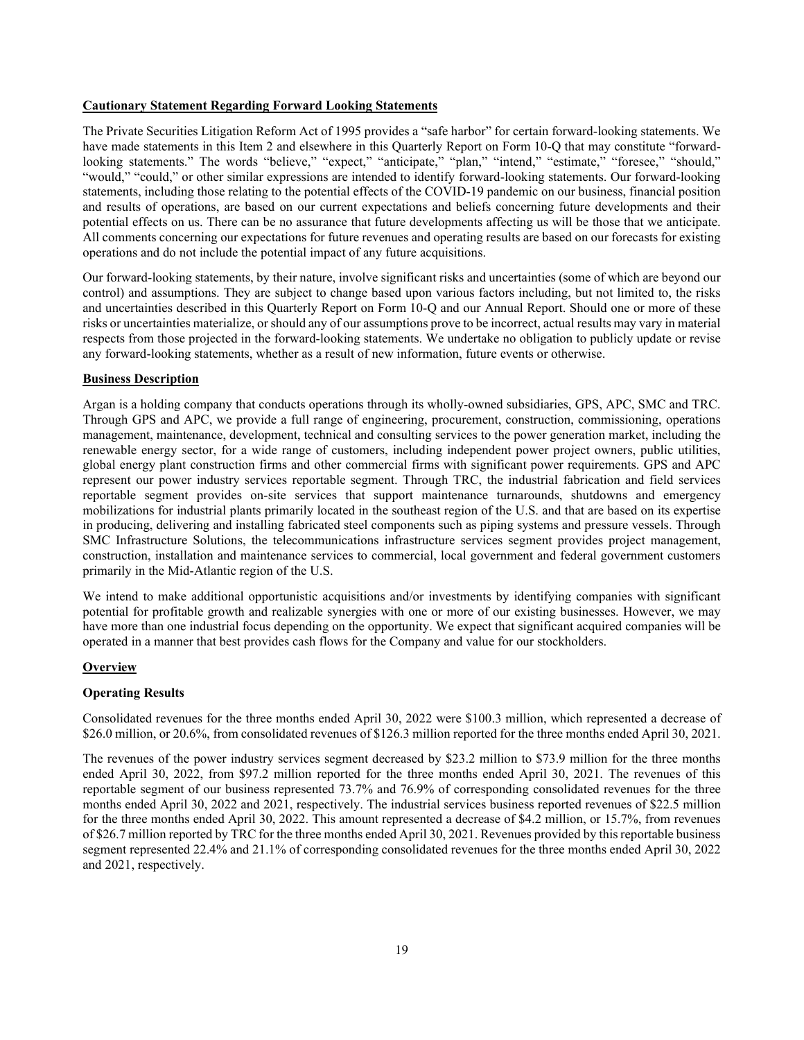**Cautionary Statement Regarding Forward Looking Statements**

The Private Securities Litigation Reform Act of 1995 provides a "safe harbor" for certain forward-looking statements. We have made statements in this Item 2 and elsewhere in this Quarterly Report on Form 10-Q that may constitute "forward-looking statements." The words "believe," "expect," "anticipate," "plan," "intend," "estimate," "foresee," "should," "would," "could," or other similar expressions are intended to identify forward-looking statements. Our forward-looking statements, including those relating to the potential effects of the COVID-19 pandemic on our business, financial position and results of operations, are based on our current expectations and beliefs concerning future developments and their potential effects on us. There can be no assurance that future developments affecting us will be those that we anticipate. All comments concerning our expectations for future revenues and operating results are based on our forecasts for existing operations and do not include the potential impact of any future acquisitions.

Our forward-looking statements, by their nature, involve significant risks and uncertainties (some of which are beyond our control) and assumptions. They are subject to change based upon various factors including, but not limited to, the risks and uncertainties described in this Quarterly Report on Form 10-Q and our Annual Report. Should one or more of these risks or uncertainties materialize, or should any of our assumptions prove to be incorrect, actual results may vary in material respects from those projected in the forward-looking statements. We undertake no obligation to publicly update or revise any forward-looking statements, whether as a result of new information, future events or otherwise.

**Business Description**

Argan is a holding company that conducts operations through its wholly-owned subsidiaries, GPS, APC, SMC and TRC. Through GPS and APC, we provide a full range of engineering, procurement, construction, commissioning, operations management, maintenance, development, technical and consulting services to the power generation market, including the renewable energy sector, for a wide range of customers, including independent power project owners, public utilities, global energy plant construction firms and other commercial firms with significant power requirements. GPS and APC represent our power industry services reportable segment. Through TRC, the industrial fabrication and field services reportable segment provides on-site services that support maintenance turnarounds, shutdowns and emergency mobilizations for industrial plants primarily located in the southeast region of the U.S. and that are based on its expertise in producing, delivering and installing fabricated steel components such as piping systems and pressure vessels. Through SMC Infrastructure Solutions, the telecommunications infrastructure services segment provides project management, construction, installation and maintenance services to commercial, local government and federal government customers primarily in the Mid-Atlantic region of the U.S.

We intend to make additional opportunistic acquisitions and/or investments by identifying companies with significant potential for profitable growth and realizable synergies with one or more of our existing businesses. However, we may have more than one industrial focus depending on the opportunity. We expect that significant acquired companies will be operated in a manner that best provides cash flows for the Company and value for our stockholders.

**Overview**

**Operating Results**

Consolidated revenues for the three months ended April 30, 2022 were $100.3 million, which represented a decrease of $26.0 million, or 20.6%, from consolidated revenues of $126.3 million reported for the three months ended April 30, 2021.

The revenues of the power industry services segment decreased by $23.2 million to $73.9 million for the three months ended April 30, 2022, from $97.2 million reported for the three months ended April 30, 2021. The revenues of this reportable segment of our business represented 73.7% and 76.9% of corresponding consolidated revenues for the three months ended April 30, 2022 and 2021, respectively. The industrial services business reported revenues of $22.5 million for the three months ended April 30, 2022. This amount represented a decrease of $4.2 million, or 15.7%, from revenues of $26.7 million reported by TRC for the three months ended April 30, 2021. Revenues provided by this reportable business segment represented 22.4% and 21.1% of corresponding consolidated revenues for the three months ended April 30, 2022 and 2021, respectively.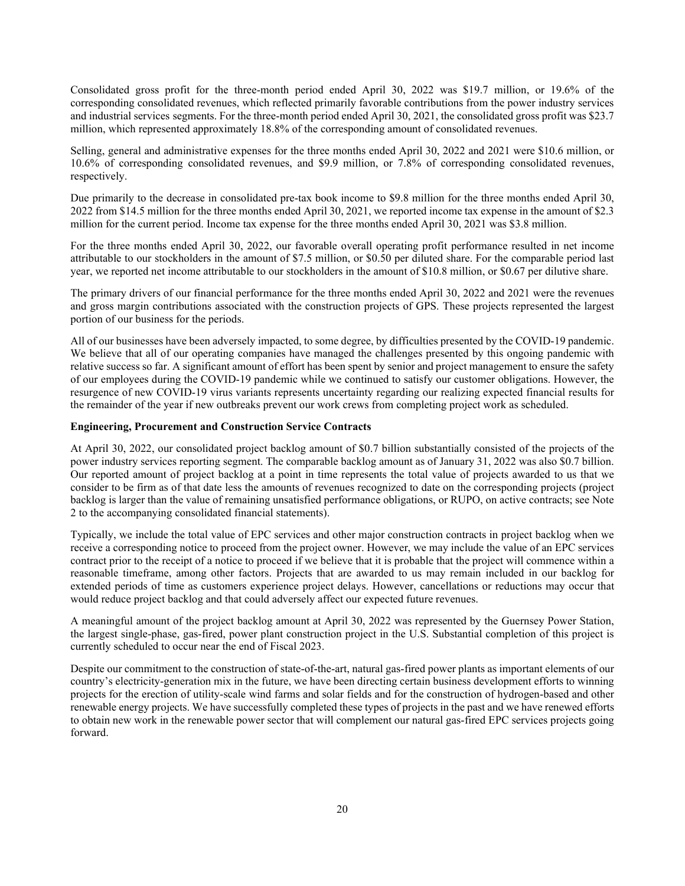Consolidated gross profit for the three-month period ended April 30, 2022 was $19.7 million, or 19.6% of the corresponding consolidated revenues, which reflected primarily favorable contributions from the power industry services and industrial services segments. For the three-month period ended April 30, 2021, the consolidated gross profit was $23.7 million, which represented approximately 18.8% of the corresponding amount of consolidated revenues.

Selling, general and administrative expenses for the three months ended April 30, 2022 and 2021 were $10.6 million, or 10.6% of corresponding consolidated revenues, and $9.9 million, or 7.8% of corresponding consolidated revenues, respectively.

Due primarily to the decrease in consolidated pre-tax book income to $9.8 million for the three months ended April 30, 2022 from $14.5 million for the three months ended April 30, 2021, we reported income tax expense in the amount of $2.3 million for the current period. Income tax expense for the three months ended April 30, 2021 was $3.8 million.

For the three months ended April 30, 2022, our favorable overall operating profit performance resulted in net income attributable to our stockholders in the amount of $7.5 million, or $0.50 per diluted share. For the comparable period last year, we reported net income attributable to our stockholders in the amount of $10.8 million, or $0.67 per dilutive share.

The primary drivers of our financial performance for the three months ended April 30, 2022 and 2021 were the revenues and gross margin contributions associated with the construction projects of GPS. These projects represented the largest portion of our business for the periods.

All of our businesses have been adversely impacted, to some degree, by difficulties presented by the COVID-19 pandemic. We believe that all of our operating companies have managed the challenges presented by this ongoing pandemic with relative success so far. A significant amount of effort has been spent by senior and project management to ensure the safety of our employees during the COVID-19 pandemic while we continued to satisfy our customer obligations. However, the resurgence of new COVID-19 virus variants represents uncertainty regarding our realizing expected financial results for the remainder of the year if new outbreaks prevent our work crews from completing project work as scheduled.

**Engineering, Procurement and Construction Service Contracts**

At April 30, 2022, our consolidated project backlog amount of $0.7 billion substantially consisted of the projects of the power industry services reporting segment. The comparable backlog amount as of January 31, 2022 was also $0.7 billion. Our reported amount of project backlog at a point in time represents the total value of projects awarded to us that we consider to be firm as of that date less the amounts of revenues recognized to date on the corresponding projects (project backlog is larger than the value of remaining unsatisfied performance obligations, or RUPO, on active contracts; see Note 2 to the accompanying consolidated financial statements).

Typically, we include the total value of EPC services and other major construction contracts in project backlog when we receive a corresponding notice to proceed from the project owner. However, we may include the value of an EPC services contract prior to the receipt of a notice to proceed if we believe that it is probable that the project will commence within a reasonable timeframe, among other factors. Projects that are awarded to us may remain included in our backlog for extended periods of time as customers experience project delays. However, cancellations or reductions may occur that would reduce project backlog and that could adversely affect our expected future revenues.

A meaningful amount of the project backlog amount at April 30, 2022 was represented by the Guernsey Power Station, the largest single-phase, gas-fired, power plant construction project in the U.S. Substantial completion of this project is currently scheduled to occur near the end of Fiscal 2023.

Despite our commitment to the construction of state-of-the-art, natural gas-fired power plants as important elements of our country's electricity-generation mix in the future, we have been directing certain business development efforts to winning projects for the erection of utility-scale wind farms and solar fields and for the construction of hydrogen-based and other renewable energy projects. We have successfully completed these types of projects in the past and we have renewed efforts to obtain new work in the renewable power sector that will complement our natural gas-fired EPC services projects going forward.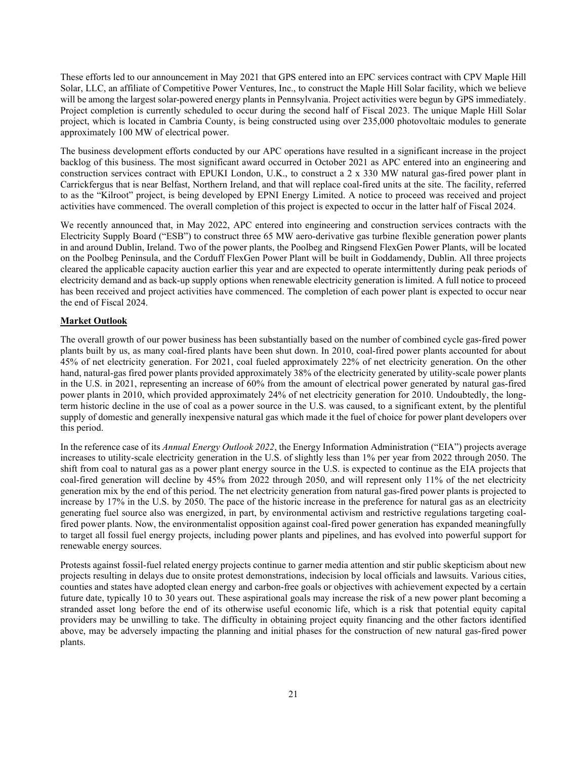These efforts led to our announcement in May 2021 that GPS entered into an EPC services contract with CPV Maple Hill Solar, LLC, an affiliate of Competitive Power Ventures, Inc., to construct the Maple Hill Solar facility, which we believe will be among the largest solar-powered energy plants in Pennsylvania. Project activities were begun by GPS immediately. Project completion is currently scheduled to occur during the second half of Fiscal 2023. The unique Maple Hill Solar project, which is located in Cambria County, is being constructed using over 235,000 photovoltaic modules to generate approximately 100 MW of electrical power.

The business development efforts conducted by our APC operations have resulted in a significant increase in the project backlog of this business. The most significant award occurred in October 2021 as APC entered into an engineering and construction services contract with EPUKI London, U.K., to construct a 2 x 330 MW natural gas-fired power plant in Carrickfergus that is near Belfast, Northern Ireland, and that will replace coal-fired units at the site. The facility, referred to as the "Kilroot" project, is being developed by EPNI Energy Limited. A notice to proceed was received and project activities have commenced. The overall completion of this project is expected to occur in the latter half of Fiscal 2024.

We recently announced that, in May 2022, APC entered into engineering and construction services contracts with the Electricity Supply Board ("ESB") to construct three 65 MW aero-derivative gas turbine flexible generation power plants in and around Dublin, Ireland. Two of the power plants, the Poolbeg and Ringsend FlexGen Power Plants, will be located on the Poolbeg Peninsula, and the Corduff FlexGen Power Plant will be built in Goddamendy, Dublin. All three projects cleared the applicable capacity auction earlier this year and are expected to operate intermittently during peak periods of electricity demand and as back-up supply options when renewable electricity generation is limited. A full notice to proceed has been received and project activities have commenced. The completion of each power plant is expected to occur near the end of Fiscal 2024.

**Market Outlook**

The overall growth of our power business has been substantially based on the number of combined cycle gas-fired power plants built by us, as many coal-fired plants have been shut down. In 2010, coal-fired power plants accounted for about 45% of net electricity generation. For 2021, coal fueled approximately 22% of net electricity generation. On the other hand, natural-gas fired power plants provided approximately 38% of the electricity generated by utility-scale power plants in the U.S. in 2021, representing an increase of 60% from the amount of electrical power generated by natural gas-fired power plants in 2010, which provided approximately 24% of net electricity generation for 2010. Undoubtedly, the long-term historic decline in the use of coal as a power source in the U.S. was caused, to a significant extent, by the plentiful supply of domestic and generally inexpensive natural gas which made it the fuel of choice for power plant developers over this period.

In the reference case of its *Annual Energy Outlook 2022*, the Energy Information Administration ("EIA") projects average increases to utility-scale electricity generation in the U.S. of slightly less than 1% per year from 2022 through 2050. The shift from coal to natural gas as a power plant energy source in the U.S. is expected to continue as the EIA projects that coal-fired generation will decline by 45% from 2022 through 2050, and will represent only 11% of the net electricity generation mix by the end of this period. The net electricity generation from natural gas-fired power plants is projected to increase by 17% in the U.S. by 2050. The pace of the historic increase in the preference for natural gas as an electricity generating fuel source also was energized, in part, by environmental activism and restrictive regulations targeting coal-fired power plants. Now, the environmentalist opposition against coal-fired power generation has expanded meaningfully to target all fossil fuel energy projects, including power plants and pipelines, and has evolved into powerful support for renewable energy sources.

Protests against fossil-fuel related energy projects continue to garner media attention and stir public skepticism about new projects resulting in delays due to onsite protest demonstrations, indecision by local officials and lawsuits. Various cities, counties and states have adopted clean energy and carbon-free goals or objectives with achievement expected by a certain future date, typically 10 to 30 years out. These aspirational goals may increase the risk of a new power plant becoming a stranded asset long before the end of its otherwise useful economic life, which is a risk that potential equity capital providers may be unwilling to take. The difficulty in obtaining project equity financing and the other factors identified above, may be adversely impacting the planning and initial phases for the construction of new natural gas-fired power plants.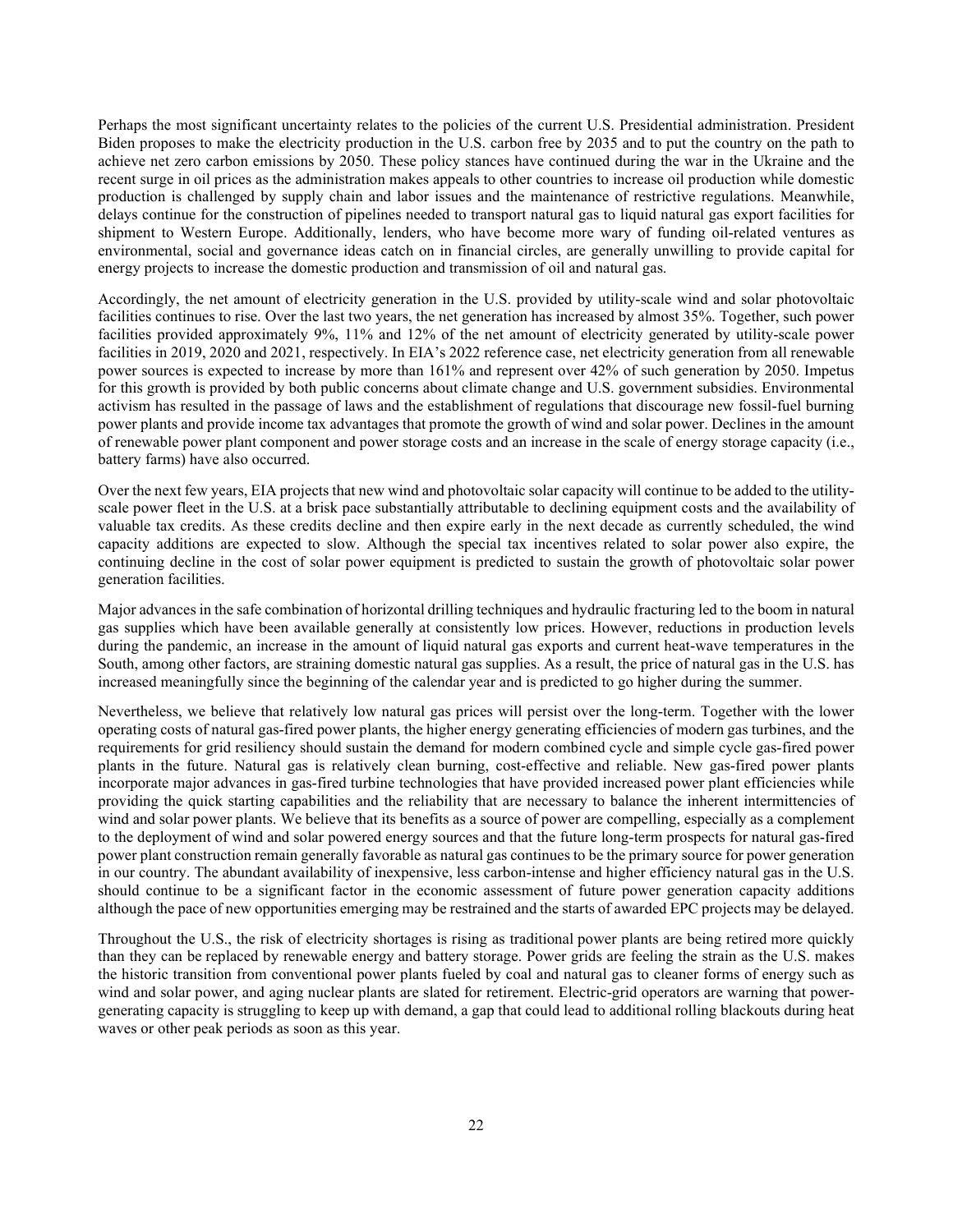Perhaps the most significant uncertainty relates to the policies of the current U.S. Presidential administration. President Biden proposes to make the electricity production in the U.S. carbon free by 2035 and to put the country on the path to achieve net zero carbon emissions by 2050. These policy stances have continued during the war in the Ukraine and the recent surge in oil prices as the administration makes appeals to other countries to increase oil production while domestic production is challenged by supply chain and labor issues and the maintenance of restrictive regulations. Meanwhile, delays continue for the construction of pipelines needed to transport natural gas to liquid natural gas export facilities for shipment to Western Europe. Additionally, lenders, who have become more wary of funding oil-related ventures as environmental, social and governance ideas catch on in financial circles, are generally unwilling to provide capital for energy projects to increase the domestic production and transmission of oil and natural gas.

Accordingly, the net amount of electricity generation in the U.S. provided by utility-scale wind and solar photovoltaic facilities continues to rise. Over the last two years, the net generation has increased by almost 35%. Together, such power facilities provided approximately 9%, 11% and 12% of the net amount of electricity generated by utility-scale power facilities in 2019, 2020 and 2021, respectively. In EIA's 2022 reference case, net electricity generation from all renewable power sources is expected to increase by more than 161% and represent over 42% of such generation by 2050. Impetus for this growth is provided by both public concerns about climate change and U.S. government subsidies. Environmental activism has resulted in the passage of laws and the establishment of regulations that discourage new fossil-fuel burning power plants and provide income tax advantages that promote the growth of wind and solar power. Declines in the amount of renewable power plant component and power storage costs and an increase in the scale of energy storage capacity (i.e., battery farms) have also occurred.

Over the next few years, EIA projects that new wind and photovoltaic solar capacity will continue to be added to the utility-scale power fleet in the U.S. at a brisk pace substantially attributable to declining equipment costs and the availability of valuable tax credits. As these credits decline and then expire early in the next decade as currently scheduled, the wind capacity additions are expected to slow. Although the special tax incentives related to solar power also expire, the continuing decline in the cost of solar power equipment is predicted to sustain the growth of photovoltaic solar power generation facilities.

Major advances in the safe combination of horizontal drilling techniques and hydraulic fracturing led to the boom in natural gas supplies which have been available generally at consistently low prices. However, reductions in production levels during the pandemic, an increase in the amount of liquid natural gas exports and current heat-wave temperatures in the South, among other factors, are straining domestic natural gas supplies. As a result, the price of natural gas in the U.S. has increased meaningfully since the beginning of the calendar year and is predicted to go higher during the summer.

Nevertheless, we believe that relatively low natural gas prices will persist over the long-term. Together with the lower operating costs of natural gas-fired power plants, the higher energy generating efficiencies of modern gas turbines, and the requirements for grid resiliency should sustain the demand for modern combined cycle and simple cycle gas-fired power plants in the future. Natural gas is relatively clean burning, cost-effective and reliable. New gas-fired power plants incorporate major advances in gas-fired turbine technologies that have provided increased power plant efficiencies while providing the quick starting capabilities and the reliability that are necessary to balance the inherent intermittencies of wind and solar power plants. We believe that its benefits as a source of power are compelling, especially as a complement to the deployment of wind and solar powered energy sources and that the future long-term prospects for natural gas-fired power plant construction remain generally favorable as natural gas continues to be the primary source for power generation in our country. The abundant availability of inexpensive, less carbon-intense and higher efficiency natural gas in the U.S. should continue to be a significant factor in the economic assessment of future power generation capacity additions although the pace of new opportunities emerging may be restrained and the starts of awarded EPC projects may be delayed.

Throughout the U.S., the risk of electricity shortages is rising as traditional power plants are being retired more quickly than they can be replaced by renewable energy and battery storage. Power grids are feeling the strain as the U.S. makes the historic transition from conventional power plants fueled by coal and natural gas to cleaner forms of energy such as wind and solar power, and aging nuclear plants are slated for retirement. Electric-grid operators are warning that power-generating capacity is struggling to keep up with demand, a gap that could lead to additional rolling blackouts during heat waves or other peak periods as soon as this year.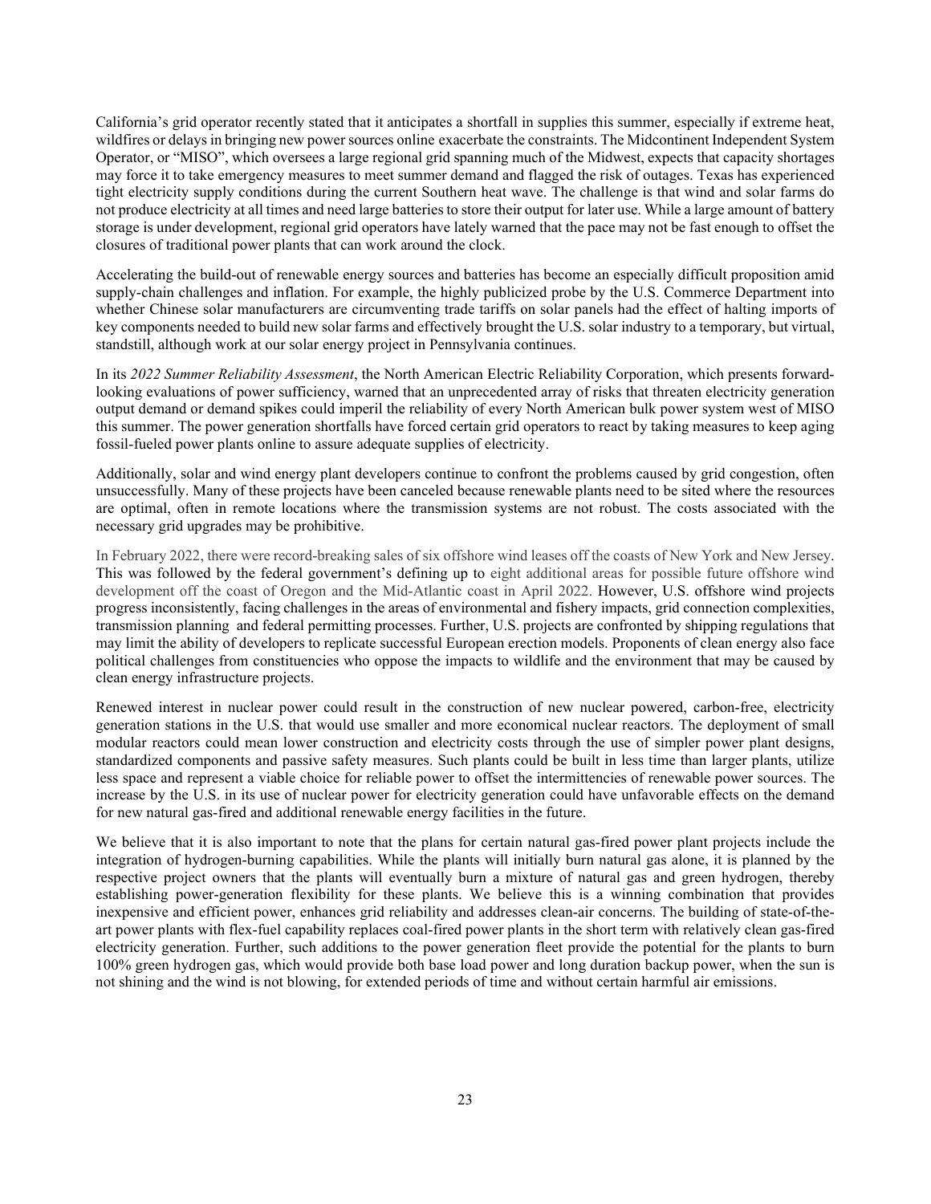California's grid operator recently stated that it anticipates a shortfall in supplies this summer, especially if extreme heat, wildfires or delays in bringing new power sources online exacerbate the constraints. The Midcontinent Independent System Operator, or "MISO", which oversees a large regional grid spanning much of the Midwest, expects that capacity shortages may force it to take emergency measures to meet summer demand and flagged the risk of outages. Texas has experienced tight electricity supply conditions during the current Southern heat wave. The challenge is that wind and solar farms do not produce electricity at all times and need large batteries to store their output for later use. While a large amount of battery storage is under development, regional grid operators have lately warned that the pace may not be fast enough to offset the closures of traditional power plants that can work around the clock.

Accelerating the build-out of renewable energy sources and batteries has become an especially difficult proposition amid supply-chain challenges and inflation. For example, the highly publicized probe by the U.S. Commerce Department into whether Chinese solar manufacturers are circumventing trade tariffs on solar panels had the effect of halting imports of key components needed to build new solar farms and effectively brought the U.S. solar industry to a temporary, but virtual, standstill, although work at our solar energy project in Pennsylvania continues.

In its *2022 Summer Reliability Assessment*, the North American Electric Reliability Corporation, which presents forward-looking evaluations of power sufficiency, warned that an unprecedented array of risks that threaten electricity generation output demand or demand spikes could imperil the reliability of every North American bulk power system west of MISO this summer. The power generation shortfalls have forced certain grid operators to react by taking measures to keep aging fossil-fueled power plants online to assure adequate supplies of electricity.

Additionally, solar and wind energy plant developers continue to confront the problems caused by grid congestion, often unsuccessfully. Many of these projects have been canceled because renewable plants need to be sited where the resources are optimal, often in remote locations where the transmission systems are not robust. The costs associated with the necessary grid upgrades may be prohibitive.

In February 2022, there were record-breaking sales of six offshore wind leases off the coasts of New York and New Jersey. This was followed by the federal government's defining up to eight additional areas for possible future offshore wind development off the coast of Oregon and the Mid-Atlantic coast in April 2022. However, U.S. offshore wind projects progress inconsistently, facing challenges in the areas of environmental and fishery impacts, grid connection complexities, transmission planning and federal permitting processes. Further, U.S. projects are confronted by shipping regulations that may limit the ability of developers to replicate successful European erection models. Proponents of clean energy also face political challenges from constituencies who oppose the impacts to wildlife and the environment that may be caused by clean energy infrastructure projects.

Renewed interest in nuclear power could result in the construction of new nuclear powered, carbon-free, electricity generation stations in the U.S. that would use smaller and more economical nuclear reactors. The deployment of small modular reactors could mean lower construction and electricity costs through the use of simpler power plant designs, standardized components and passive safety measures. Such plants could be built in less time than larger plants, utilize less space and represent a viable choice for reliable power to offset the intermittencies of renewable power sources. The increase by the U.S. in its use of nuclear power for electricity generation could have unfavorable effects on the demand for new natural gas-fired and additional renewable energy facilities in the future.

We believe that it is also important to note that the plans for certain natural gas-fired power plant projects include the integration of hydrogen-burning capabilities. While the plants will initially burn natural gas alone, it is planned by the respective project owners that the plants will eventually burn a mixture of natural gas and green hydrogen, thereby establishing power-generation flexibility for these plants. We believe this is a winning combination that provides inexpensive and efficient power, enhances grid reliability and addresses clean-air concerns. The building of state-of-the-art power plants with flex-fuel capability replaces coal-fired power plants in the short term with relatively clean gas-fired electricity generation. Further, such additions to the power generation fleet provide the potential for the plants to burn 100% green hydrogen gas, which would provide both base load power and long duration backup power, when the sun is not shining and the wind is not blowing, for extended periods of time and without certain harmful air emissions.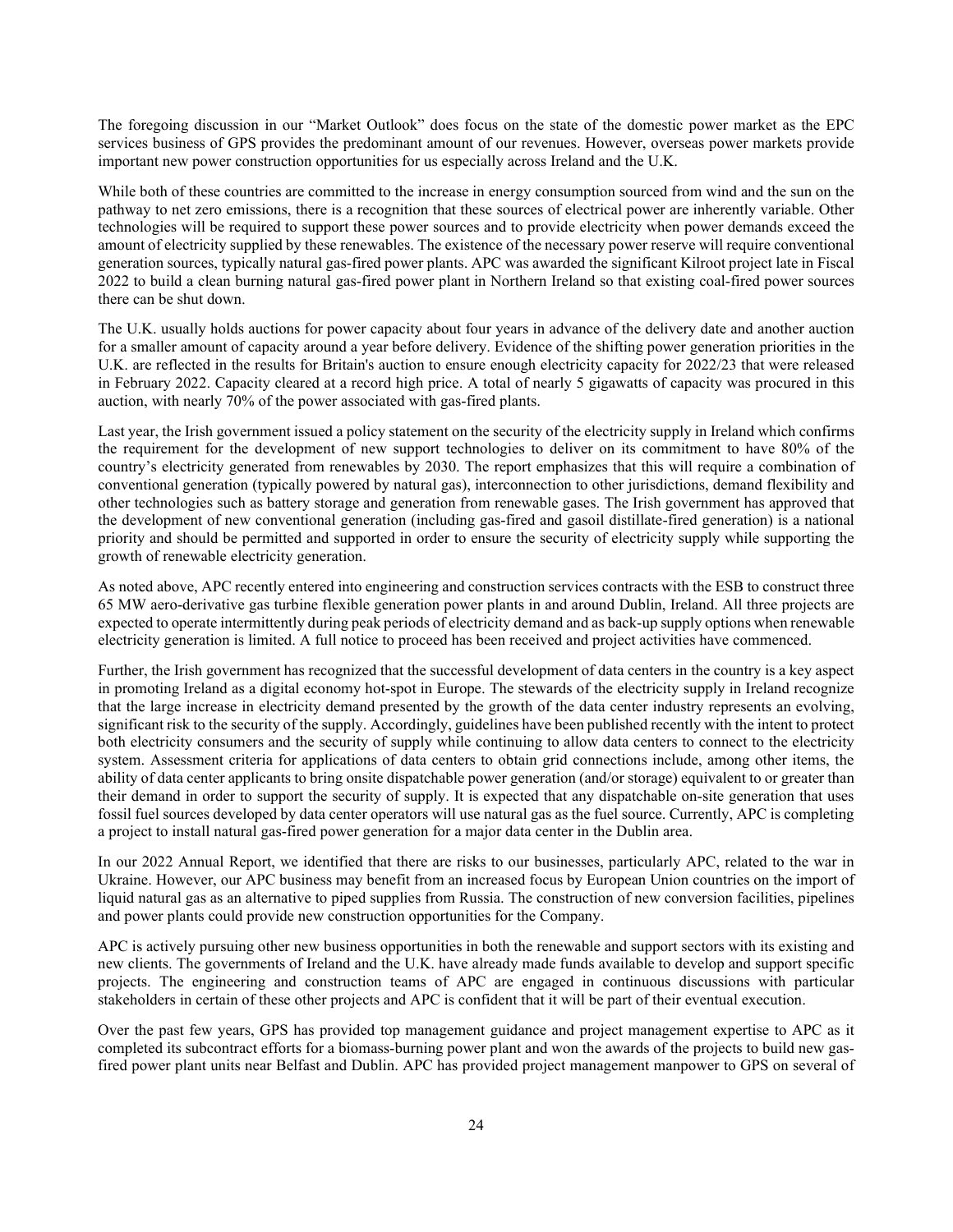The foregoing discussion in our "Market Outlook" does focus on the state of the domestic power market as the EPC services business of GPS provides the predominant amount of our revenues. However, overseas power markets provide important new power construction opportunities for us especially across Ireland and the U.K.

While both of these countries are committed to the increase in energy consumption sourced from wind and the sun on the pathway to net zero emissions, there is a recognition that these sources of electrical power are inherently variable. Other technologies will be required to support these power sources and to provide electricity when power demands exceed the amount of electricity supplied by these renewables. The existence of the necessary power reserve will require conventional generation sources, typically natural gas-fired power plants. APC was awarded the significant Kilroot project late in Fiscal 2022 to build a clean burning natural gas-fired power plant in Northern Ireland so that existing coal-fired power sources there can be shut down.

The U.K. usually holds auctions for power capacity about four years in advance of the delivery date and another auction for a smaller amount of capacity around a year before delivery. Evidence of the shifting power generation priorities in the U.K. are reflected in the results for Britain's auction to ensure enough electricity capacity for 2022/23 that were released in February 2022. Capacity cleared at a record high price. A total of nearly 5 gigawatts of capacity was procured in this auction, with nearly 70% of the power associated with gas-fired plants.

Last year, the Irish government issued a policy statement on the security of the electricity supply in Ireland which confirms the requirement for the development of new support technologies to deliver on its commitment to have 80% of the country's electricity generated from renewables by 2030. The report emphasizes that this will require a combination of conventional generation (typically powered by natural gas), interconnection to other jurisdictions, demand flexibility and other technologies such as battery storage and generation from renewable gases. The Irish government has approved that the development of new conventional generation (including gas-fired and gasoil distillate-fired generation) is a national priority and should be permitted and supported in order to ensure the security of electricity supply while supporting the growth of renewable electricity generation.

As noted above, APC recently entered into engineering and construction services contracts with the ESB to construct three 65 MW aero-derivative gas turbine flexible generation power plants in and around Dublin, Ireland. All three projects are expected to operate intermittently during peak periods of electricity demand and as back-up supply options when renewable electricity generation is limited. A full notice to proceed has been received and project activities have commenced.

Further, the Irish government has recognized that the successful development of data centers in the country is a key aspect in promoting Ireland as a digital economy hot-spot in Europe. The stewards of the electricity supply in Ireland recognize that the large increase in electricity demand presented by the growth of the data center industry represents an evolving, significant risk to the security of the supply. Accordingly, guidelines have been published recently with the intent to protect both electricity consumers and the security of supply while continuing to allow data centers to connect to the electricity system. Assessment criteria for applications of data centers to obtain grid connections include, among other items, the ability of data center applicants to bring onsite dispatchable power generation (and/or storage) equivalent to or greater than their demand in order to support the security of supply. It is expected that any dispatchable on-site generation that uses fossil fuel sources developed by data center operators will use natural gas as the fuel source. Currently, APC is completing a project to install natural gas-fired power generation for a major data center in the Dublin area.

In our 2022 Annual Report, we identified that there are risks to our businesses, particularly APC, related to the war in Ukraine. However, our APC business may benefit from an increased focus by European Union countries on the import of liquid natural gas as an alternative to piped supplies from Russia. The construction of new conversion facilities, pipelines and power plants could provide new construction opportunities for the Company.

APC is actively pursuing other new business opportunities in both the renewable and support sectors with its existing and new clients. The governments of Ireland and the U.K. have already made funds available to develop and support specific projects. The engineering and construction teams of APC are engaged in continuous discussions with particular stakeholders in certain of these other projects and APC is confident that it will be part of their eventual execution.

Over the past few years, GPS has provided top management guidance and project management expertise to APC as it completed its subcontract efforts for a biomass-burning power plant and won the awards of the projects to build new gas-fired power plant units near Belfast and Dublin. APC has provided project management manpower to GPS on several of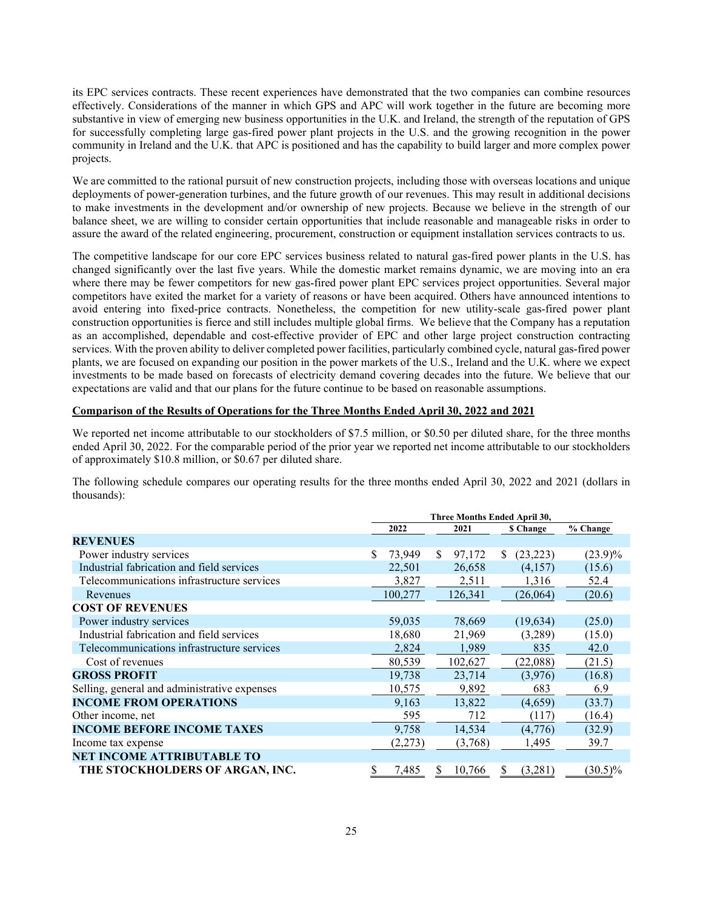its EPC services contracts. These recent experiences have demonstrated that the two companies can combine resources effectively. Considerations of the manner in which GPS and APC will work together in the future are becoming more substantive in view of emerging new business opportunities in the U.K. and Ireland, the strength of the reputation of GPS for successfully completing large gas-fired power plant projects in the U.S. and the growing recognition in the power community in Ireland and the U.K. that APC is positioned and has the capability to build larger and more complex power projects.

We are committed to the rational pursuit of new construction projects, including those with overseas locations and unique deployments of power-generation turbines, and the future growth of our revenues. This may result in additional decisions to make investments in the development and/or ownership of new projects. Because we believe in the strength of our balance sheet, we are willing to consider certain opportunities that include reasonable and manageable risks in order to assure the award of the related engineering, procurement, construction or equipment installation services contracts to us.

The competitive landscape for our core EPC services business related to natural gas-fired power plants in the U.S. has changed significantly over the last five years. While the domestic market remains dynamic, we are moving into an era where there may be fewer competitors for new gas-fired power plant EPC services project opportunities. Several major competitors have exited the market for a variety of reasons or have been acquired. Others have announced intentions to avoid entering into fixed-price contracts. Nonetheless, the competition for new utility-scale gas-fired power plant construction opportunities is fierce and still includes multiple global firms. We believe that the Company has a reputation as an accomplished, dependable and cost-effective provider of EPC and other large project construction contracting services. With the proven ability to deliver completed power facilities, particularly combined cycle, natural gas-fired power plants, we are focused on expanding our position in the power markets of the U.S., Ireland and the U.K. where we expect investments to be made based on forecasts of electricity demand covering decades into the future. We believe that our expectations are valid and that our plans for the future continue to be based on reasonable assumptions.

**Comparison of the Results of Operations for the Three Months Ended April 30, 2022 and 2021**

We reported net income attributable to our stockholders of $7.5 million, or $0.50 per diluted share, for the three months ended April 30, 2022. For the comparable period of the prior year we reported net income attributable to our stockholders of approximately $10.8 million, or $0.67 per diluted share.

The following schedule compares our operating results for the three months ended April 30, 2022 and 2021 (dollars in thousands):

| | Three Months Ended April 30, | | | |
|---|---|---|---|---|
| | 2022 | 2021 | $ Change | % Change |
| **REVENUES** | | | | |
| Power industry services | $ 73,949 | $ 97,172 | $ (23,223) | (23.9)% |
| Industrial fabrication and field services | 22,501 | 26,658 | (4,157) | (15.6) |
| Telecommunications infrastructure services | 3,827 | 2,511 | 1,316 | 52.4 |
| Revenues | 100,277 | 126,341 | (26,064) | (20.6) |
| **COST OF REVENUES** | | | | |
| Power industry services | 59,035 | 78,669 | (19,634) | (25.0) |
| Industrial fabrication and field services | 18,680 | 21,969 | (3,289) | (15.0) |
| Telecommunications infrastructure services | 2,824 | 1,989 | 835 | 42.0 |
| Cost of revenues | 80,539 | 102,627 | (22,088) | (21.5) |
| **GROSS PROFIT** | 19,738 | 23,714 | (3,976) | (16.8) |
| Selling, general and administrative expenses | 10,575 | 9,892 | 683 | 6.9 |
| **INCOME FROM OPERATIONS** | 9,163 | 13,822 | (4,659) | (33.7) |
| Other income, net | 595 | 712 | (117) | (16.4) |
| **INCOME BEFORE INCOME TAXES** | 9,758 | 14,534 | (4,776) | (32.9) |
| Income tax expense | (2,273) | (3,768) | 1,495 | 39.7 |
| **NET INCOME ATTRIBUTABLE TO THE STOCKHOLDERS OF ARGAN, INC.** | $ 7,485 | $ 10,766 | $ (3,281) | (30.5)% |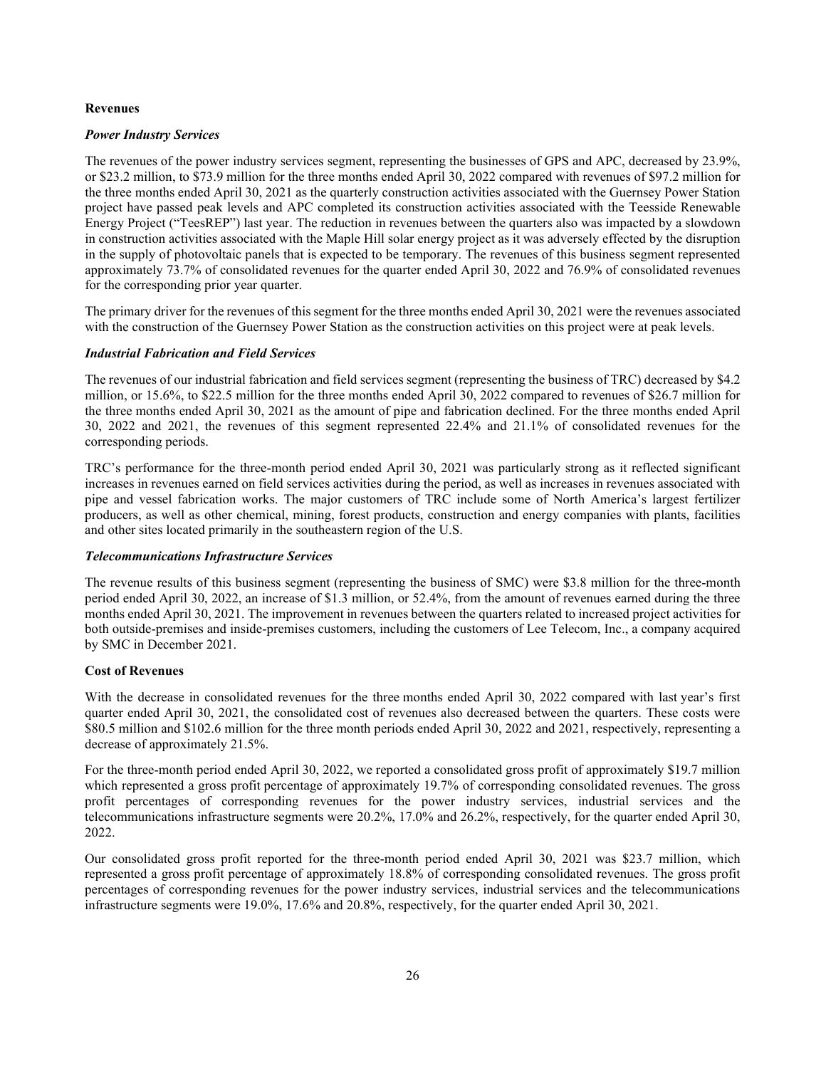**Revenues**

***Power Industry Services***

The revenues of the power industry services segment, representing the businesses of GPS and APC, decreased by 23.9%, or $23.2 million, to $73.9 million for the three months ended April 30, 2022 compared with revenues of $97.2 million for the three months ended April 30, 2021 as the quarterly construction activities associated with the Guernsey Power Station project have passed peak levels and APC completed its construction activities associated with the Teesside Renewable Energy Project ("TeesREP") last year. The reduction in revenues between the quarters also was impacted by a slowdown in construction activities associated with the Maple Hill solar energy project as it was adversely effected by the disruption in the supply of photovoltaic panels that is expected to be temporary. The revenues of this business segment represented approximately 73.7% of consolidated revenues for the quarter ended April 30, 2022 and 76.9% of consolidated revenues for the corresponding prior year quarter.

The primary driver for the revenues of this segment for the three months ended April 30, 2021 were the revenues associated with the construction of the Guernsey Power Station as the construction activities on this project were at peak levels.

***Industrial Fabrication and Field Services***

The revenues of our industrial fabrication and field services segment (representing the business of TRC) decreased by $4.2 million, or 15.6%, to $22.5 million for the three months ended April 30, 2022 compared to revenues of $26.7 million for the three months ended April 30, 2021 as the amount of pipe and fabrication declined. For the three months ended April 30, 2022 and 2021, the revenues of this segment represented 22.4% and 21.1% of consolidated revenues for the corresponding periods.

TRC's performance for the three-month period ended April 30, 2021 was particularly strong as it reflected significant increases in revenues earned on field services activities during the period, as well as increases in revenues associated with pipe and vessel fabrication works. The major customers of TRC include some of North America's largest fertilizer producers, as well as other chemical, mining, forest products, construction and energy companies with plants, facilities and other sites located primarily in the southeastern region of the U.S.

***Telecommunications Infrastructure Services***

The revenue results of this business segment (representing the business of SMC) were $3.8 million for the three-month period ended April 30, 2022, an increase of $1.3 million, or 52.4%, from the amount of revenues earned during the three months ended April 30, 2021. The improvement in revenues between the quarters related to increased project activities for both outside-premises and inside-premises customers, including the customers of Lee Telecom, Inc., a company acquired by SMC in December 2021.

**Cost of Revenues**

With the decrease in consolidated revenues for the three months ended April 30, 2022 compared with last year's first quarter ended April 30, 2021, the consolidated cost of revenues also decreased between the quarters. These costs were $80.5 million and $102.6 million for the three month periods ended April 30, 2022 and 2021, respectively, representing a decrease of approximately 21.5%.

For the three-month period ended April 30, 2022, we reported a consolidated gross profit of approximately $19.7 million which represented a gross profit percentage of approximately 19.7% of corresponding consolidated revenues. The gross profit percentages of corresponding revenues for the power industry services, industrial services and the telecommunications infrastructure segments were 20.2%, 17.0% and 26.2%, respectively, for the quarter ended April 30, 2022.

Our consolidated gross profit reported for the three-month period ended April 30, 2021 was $23.7 million, which represented a gross profit percentage of approximately 18.8% of corresponding consolidated revenues. The gross profit percentages of corresponding revenues for the power industry services, industrial services and the telecommunications infrastructure segments were 19.0%, 17.6% and 20.8%, respectively, for the quarter ended April 30, 2021.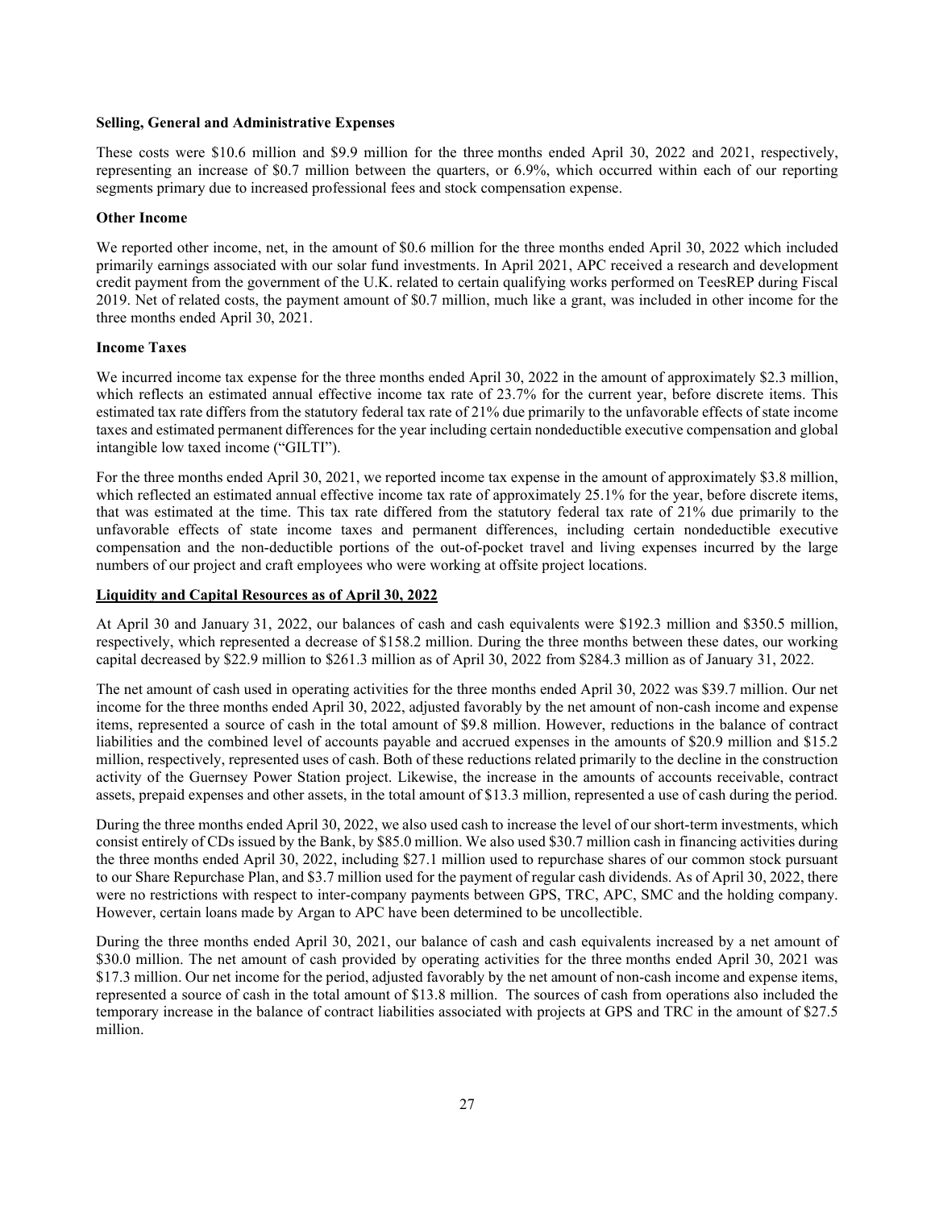**Selling, General and Administrative Expenses**

These costs were \$10.6 million and \$9.9 million for the three months ended April 30, 2022 and 2021, respectively, representing an increase of \$0.7 million between the quarters, or 6.9%, which occurred within each of our reporting segments primary due to increased professional fees and stock compensation expense.

**Other Income**

We reported other income, net, in the amount of \$0.6 million for the three months ended April 30, 2022 which included primarily earnings associated with our solar fund investments. In April 2021, APC received a research and development credit payment from the government of the U.K. related to certain qualifying works performed on TeesREP during Fiscal 2019. Net of related costs, the payment amount of \$0.7 million, much like a grant, was included in other income for the three months ended April 30, 2021.

**Income Taxes**

We incurred income tax expense for the three months ended April 30, 2022 in the amount of approximately \$2.3 million, which reflects an estimated annual effective income tax rate of 23.7% for the current year, before discrete items. This estimated tax rate differs from the statutory federal tax rate of 21% due primarily to the unfavorable effects of state income taxes and estimated permanent differences for the year including certain nondeductible executive compensation and global intangible low taxed income ("GILTI").

For the three months ended April 30, 2021, we reported income tax expense in the amount of approximately \$3.8 million, which reflected an estimated annual effective income tax rate of approximately 25.1% for the year, before discrete items, that was estimated at the time. This tax rate differed from the statutory federal tax rate of 21% due primarily to the unfavorable effects of state income taxes and permanent differences, including certain nondeductible executive compensation and the non-deductible portions of the out-of-pocket travel and living expenses incurred by the large numbers of our project and craft employees who were working at offsite project locations.

**Liquidity and Capital Resources as of April 30, 2022**

At April 30 and January 31, 2022, our balances of cash and cash equivalents were \$192.3 million and \$350.5 million, respectively, which represented a decrease of \$158.2 million. During the three months between these dates, our working capital decreased by \$22.9 million to \$261.3 million as of April 30, 2022 from \$284.3 million as of January 31, 2022.

The net amount of cash used in operating activities for the three months ended April 30, 2022 was \$39.7 million. Our net income for the three months ended April 30, 2022, adjusted favorably by the net amount of non-cash income and expense items, represented a source of cash in the total amount of \$9.8 million. However, reductions in the balance of contract liabilities and the combined level of accounts payable and accrued expenses in the amounts of \$20.9 million and \$15.2 million, respectively, represented uses of cash. Both of these reductions related primarily to the decline in the construction activity of the Guernsey Power Station project. Likewise, the increase in the amounts of accounts receivable, contract assets, prepaid expenses and other assets, in the total amount of \$13.3 million, represented a use of cash during the period.

During the three months ended April 30, 2022, we also used cash to increase the level of our short-term investments, which consist entirely of CDs issued by the Bank, by \$85.0 million. We also used \$30.7 million cash in financing activities during the three months ended April 30, 2022, including \$27.1 million used to repurchase shares of our common stock pursuant to our Share Repurchase Plan, and \$3.7 million used for the payment of regular cash dividends. As of April 30, 2022, there were no restrictions with respect to inter-company payments between GPS, TRC, APC, SMC and the holding company. However, certain loans made by Argan to APC have been determined to be uncollectible.

During the three months ended April 30, 2021, our balance of cash and cash equivalents increased by a net amount of \$30.0 million. The net amount of cash provided by operating activities for the three months ended April 30, 2021 was \$17.3 million. Our net income for the period, adjusted favorably by the net amount of non-cash income and expense items, represented a source of cash in the total amount of \$13.8 million. The sources of cash from operations also included the temporary increase in the balance of contract liabilities associated with projects at GPS and TRC in the amount of \$27.5 million.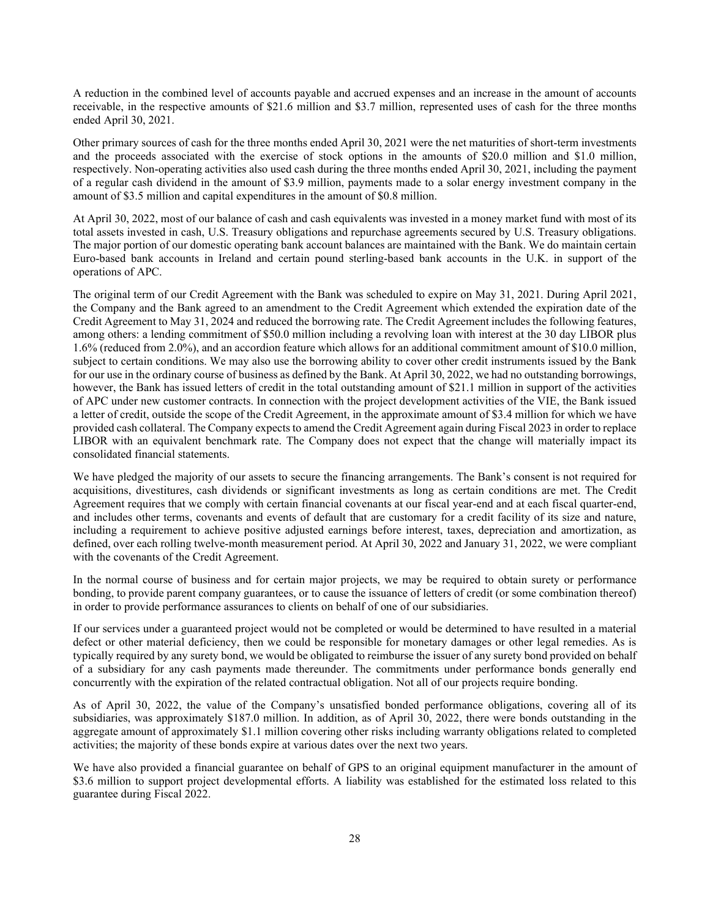A reduction in the combined level of accounts payable and accrued expenses and an increase in the amount of accounts receivable, in the respective amounts of $21.6 million and $3.7 million, represented uses of cash for the three months ended April 30, 2021.

Other primary sources of cash for the three months ended April 30, 2021 were the net maturities of short-term investments and the proceeds associated with the exercise of stock options in the amounts of $20.0 million and $1.0 million, respectively. Non-operating activities also used cash during the three months ended April 30, 2021, including the payment of a regular cash dividend in the amount of $3.9 million, payments made to a solar energy investment company in the amount of $3.5 million and capital expenditures in the amount of $0.8 million.

At April 30, 2022, most of our balance of cash and cash equivalents was invested in a money market fund with most of its total assets invested in cash, U.S. Treasury obligations and repurchase agreements secured by U.S. Treasury obligations. The major portion of our domestic operating bank account balances are maintained with the Bank. We do maintain certain Euro-based bank accounts in Ireland and certain pound sterling-based bank accounts in the U.K. in support of the operations of APC.

The original term of our Credit Agreement with the Bank was scheduled to expire on May 31, 2021. During April 2021, the Company and the Bank agreed to an amendment to the Credit Agreement which extended the expiration date of the Credit Agreement to May 31, 2024 and reduced the borrowing rate. The Credit Agreement includes the following features, among others: a lending commitment of $50.0 million including a revolving loan with interest at the 30 day LIBOR plus 1.6% (reduced from 2.0%), and an accordion feature which allows for an additional commitment amount of $10.0 million, subject to certain conditions. We may also use the borrowing ability to cover other credit instruments issued by the Bank for our use in the ordinary course of business as defined by the Bank. At April 30, 2022, we had no outstanding borrowings, however, the Bank has issued letters of credit in the total outstanding amount of $21.1 million in support of the activities of APC under new customer contracts. In connection with the project development activities of the VIE, the Bank issued a letter of credit, outside the scope of the Credit Agreement, in the approximate amount of $3.4 million for which we have provided cash collateral. The Company expects to amend the Credit Agreement again during Fiscal 2023 in order to replace LIBOR with an equivalent benchmark rate. The Company does not expect that the change will materially impact its consolidated financial statements.

We have pledged the majority of our assets to secure the financing arrangements. The Bank's consent is not required for acquisitions, divestitures, cash dividends or significant investments as long as certain conditions are met. The Credit Agreement requires that we comply with certain financial covenants at our fiscal year-end and at each fiscal quarter-end, and includes other terms, covenants and events of default that are customary for a credit facility of its size and nature, including a requirement to achieve positive adjusted earnings before interest, taxes, depreciation and amortization, as defined, over each rolling twelve-month measurement period. At April 30, 2022 and January 31, 2022, we were compliant with the covenants of the Credit Agreement.

In the normal course of business and for certain major projects, we may be required to obtain surety or performance bonding, to provide parent company guarantees, or to cause the issuance of letters of credit (or some combination thereof) in order to provide performance assurances to clients on behalf of one of our subsidiaries.

If our services under a guaranteed project would not be completed or would be determined to have resulted in a material defect or other material deficiency, then we could be responsible for monetary damages or other legal remedies. As is typically required by any surety bond, we would be obligated to reimburse the issuer of any surety bond provided on behalf of a subsidiary for any cash payments made thereunder. The commitments under performance bonds generally end concurrently with the expiration of the related contractual obligation. Not all of our projects require bonding.

As of April 30, 2022, the value of the Company's unsatisfied bonded performance obligations, covering all of its subsidiaries, was approximately $187.0 million. In addition, as of April 30, 2022, there were bonds outstanding in the aggregate amount of approximately $1.1 million covering other risks including warranty obligations related to completed activities; the majority of these bonds expire at various dates over the next two years.

We have also provided a financial guarantee on behalf of GPS to an original equipment manufacturer in the amount of $3.6 million to support project developmental efforts. A liability was established for the estimated loss related to this guarantee during Fiscal 2022.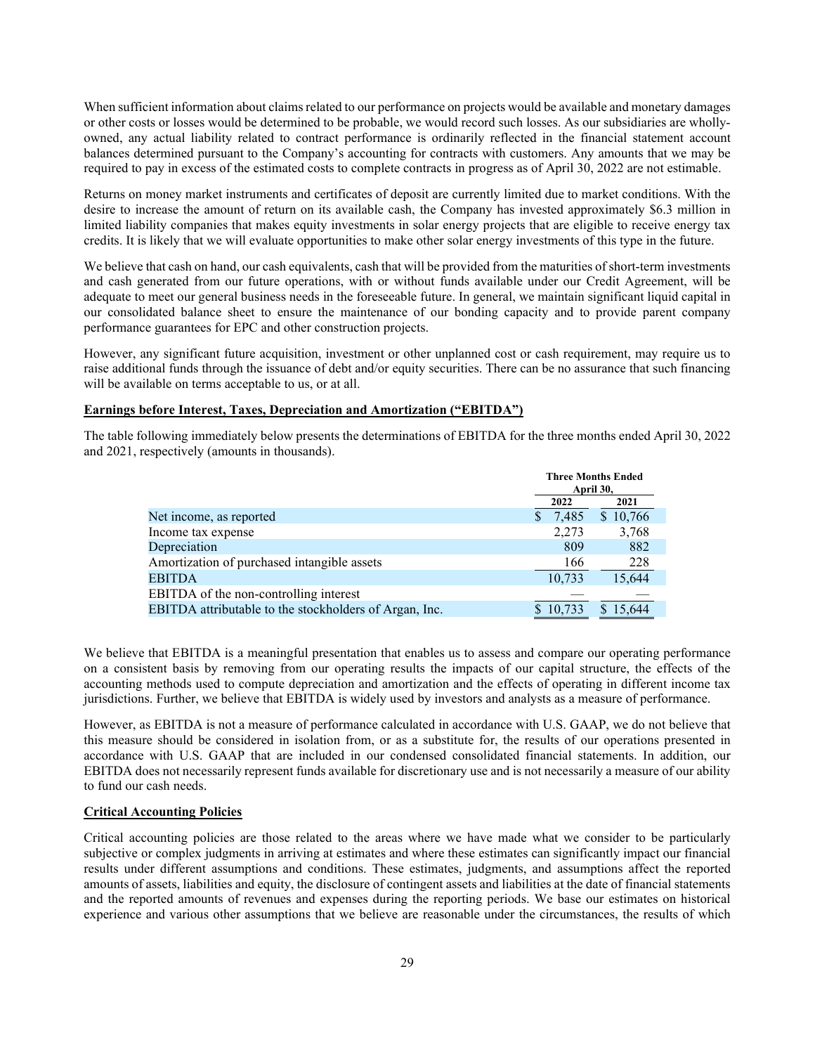When sufficient information about claims related to our performance on projects would be available and monetary damages or other costs or losses would be determined to be probable, we would record such losses. As our subsidiaries are wholly-owned, any actual liability related to contract performance is ordinarily reflected in the financial statement account balances determined pursuant to the Company's accounting for contracts with customers. Any amounts that we may be required to pay in excess of the estimated costs to complete contracts in progress as of April 30, 2022 are not estimable.

Returns on money market instruments and certificates of deposit are currently limited due to market conditions. With the desire to increase the amount of return on its available cash, the Company has invested approximately $6.3 million in limited liability companies that makes equity investments in solar energy projects that are eligible to receive energy tax credits. It is likely that we will evaluate opportunities to make other solar energy investments of this type in the future.

We believe that cash on hand, our cash equivalents, cash that will be provided from the maturities of short-term investments and cash generated from our future operations, with or without funds available under our Credit Agreement, will be adequate to meet our general business needs in the foreseeable future. In general, we maintain significant liquid capital in our consolidated balance sheet to ensure the maintenance of our bonding capacity and to provide parent company performance guarantees for EPC and other construction projects.

However, any significant future acquisition, investment or other unplanned cost or cash requirement, may require us to raise additional funds through the issuance of debt and/or equity securities. There can be no assurance that such financing will be available on terms acceptable to us, or at all.

**Earnings before Interest, Taxes, Depreciation and Amortization ("EBITDA")**

The table following immediately below presents the determinations of EBITDA for the three months ended April 30, 2022 and 2021, respectively (amounts in thousands).

| | Three Months Ended April 30, | |
|---|---|---|
| | 2022 | 2021 |
| Net income, as reported | $ 7,485 | $ 10,766 |
| Income tax expense | 2,273 | 3,768 |
| Depreciation | 809 | 882 |
| Amortization of purchased intangible assets | 166 | 228 |
| EBITDA | 10,733 | 15,644 |
| EBITDA of the non-controlling interest | — | — |
| EBITDA attributable to the stockholders of Argan, Inc. | $ 10,733 | $ 15,644 |

We believe that EBITDA is a meaningful presentation that enables us to assess and compare our operating performance on a consistent basis by removing from our operating results the impacts of our capital structure, the effects of the accounting methods used to compute depreciation and amortization and the effects of operating in different income tax jurisdictions. Further, we believe that EBITDA is widely used by investors and analysts as a measure of performance.

However, as EBITDA is not a measure of performance calculated in accordance with U.S. GAAP, we do not believe that this measure should be considered in isolation from, or as a substitute for, the results of our operations presented in accordance with U.S. GAAP that are included in our condensed consolidated financial statements. In addition, our EBITDA does not necessarily represent funds available for discretionary use and is not necessarily a measure of our ability to fund our cash needs.

**Critical Accounting Policies**

Critical accounting policies are those related to the areas where we have made what we consider to be particularly subjective or complex judgments in arriving at estimates and where these estimates can significantly impact our financial results under different assumptions and conditions. These estimates, judgments, and assumptions affect the reported amounts of assets, liabilities and equity, the disclosure of contingent assets and liabilities at the date of financial statements and the reported amounts of revenues and expenses during the reporting periods. We base our estimates on historical experience and various other assumptions that we believe are reasonable under the circumstances, the results of which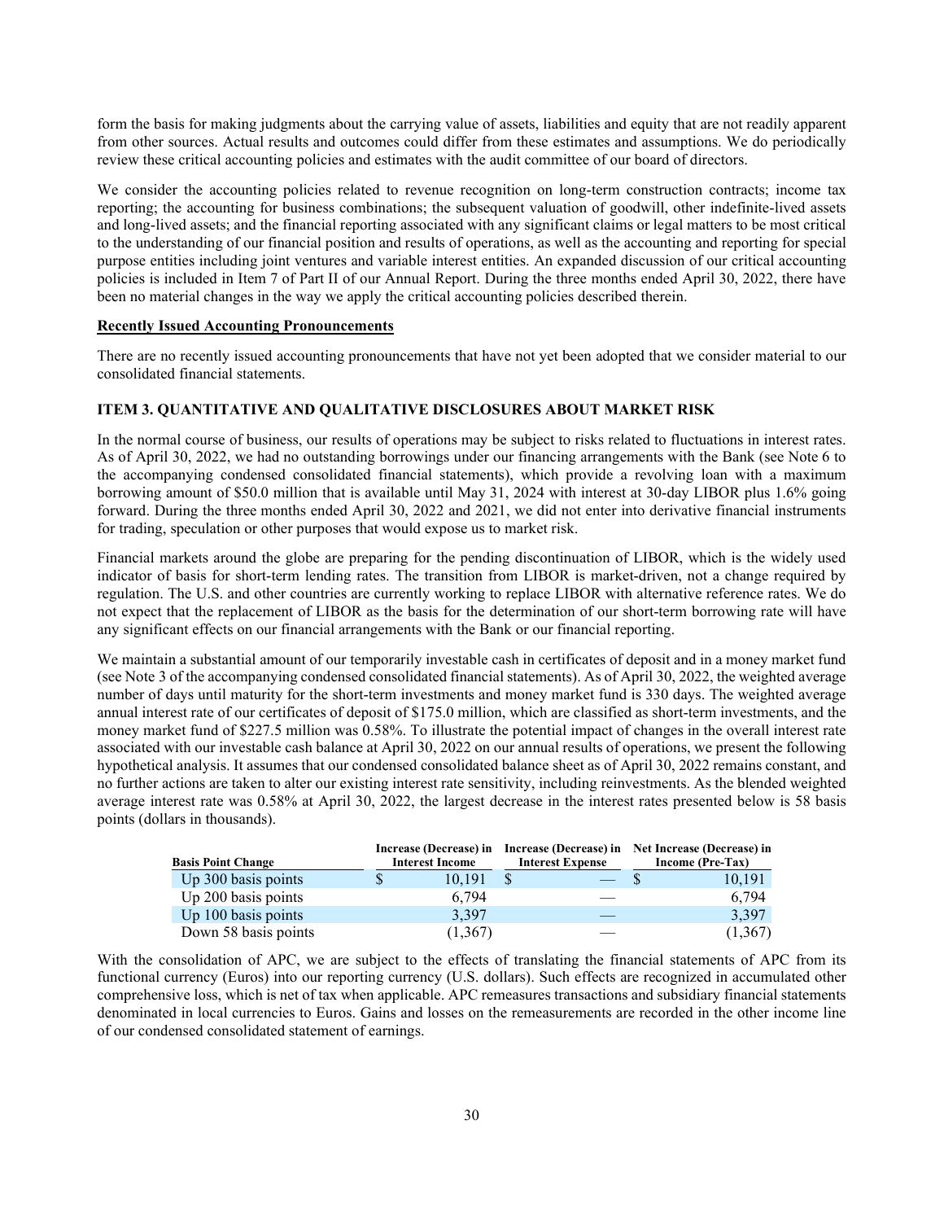form the basis for making judgments about the carrying value of assets, liabilities and equity that are not readily apparent from other sources. Actual results and outcomes could differ from these estimates and assumptions. We do periodically review these critical accounting policies and estimates with the audit committee of our board of directors.

We consider the accounting policies related to revenue recognition on long-term construction contracts; income tax reporting; the accounting for business combinations; the subsequent valuation of goodwill, other indefinite-lived assets and long-lived assets; and the financial reporting associated with any significant claims or legal matters to be most critical to the understanding of our financial position and results of operations, as well as the accounting and reporting for special purpose entities including joint ventures and variable interest entities. An expanded discussion of our critical accounting policies is included in Item 7 of Part II of our Annual Report. During the three months ended April 30, 2022, there have been no material changes in the way we apply the critical accounting policies described therein.

**Recently Issued Accounting Pronouncements**

There are no recently issued accounting pronouncements that have not yet been adopted that we consider material to our consolidated financial statements.

### ITEM 3. QUANTITATIVE AND QUALITATIVE DISCLOSURES ABOUT MARKET RISK

In the normal course of business, our results of operations may be subject to risks related to fluctuations in interest rates. As of April 30, 2022, we had no outstanding borrowings under our financing arrangements with the Bank (see Note 6 to the accompanying condensed consolidated financial statements), which provide a revolving loan with a maximum borrowing amount of $50.0 million that is available until May 31, 2024 with interest at 30-day LIBOR plus 1.6% going forward. During the three months ended April 30, 2022 and 2021, we did not enter into derivative financial instruments for trading, speculation or other purposes that would expose us to market risk.

Financial markets around the globe are preparing for the pending discontinuation of LIBOR, which is the widely used indicator of basis for short-term lending rates. The transition from LIBOR is market-driven, not a change required by regulation. The U.S. and other countries are currently working to replace LIBOR with alternative reference rates. We do not expect that the replacement of LIBOR as the basis for the determination of our short-term borrowing rate will have any significant effects on our financial arrangements with the Bank or our financial reporting.

We maintain a substantial amount of our temporarily investable cash in certificates of deposit and in a money market fund (see Note 3 of the accompanying condensed consolidated financial statements). As of April 30, 2022, the weighted average number of days until maturity for the short-term investments and money market fund is 330 days. The weighted average annual interest rate of our certificates of deposit of $175.0 million, which are classified as short-term investments, and the money market fund of $227.5 million was 0.58%. To illustrate the potential impact of changes in the overall interest rate associated with our investable cash balance at April 30, 2022 on our annual results of operations, we present the following hypothetical analysis. It assumes that our condensed consolidated balance sheet as of April 30, 2022 remains constant, and no further actions are taken to alter our existing interest rate sensitivity, including reinvestments. As the blended weighted average interest rate was 0.58% at April 30, 2022, the largest decrease in the interest rates presented below is 58 basis points (dollars in thousands).

| Basis Point Change | Increase (Decrease) in Interest Income | Increase (Decrease) in Interest Expense | Net Increase (Decrease) in Income (Pre-Tax) |
|---|---|---|---|
| Up 300 basis points | $ 10,191 | $ — | $ 10,191 |
| Up 200 basis points | 6,794 | — | 6,794 |
| Up 100 basis points | 3,397 | — | 3,397 |
| Down 58 basis points | (1,367) | — | (1,367) |

With the consolidation of APC, we are subject to the effects of translating the financial statements of APC from its functional currency (Euros) into our reporting currency (U.S. dollars). Such effects are recognized in accumulated other comprehensive loss, which is net of tax when applicable. APC remeasures transactions and subsidiary financial statements denominated in local currencies to Euros. Gains and losses on the remeasurements are recorded in the other income line of our condensed consolidated statement of earnings.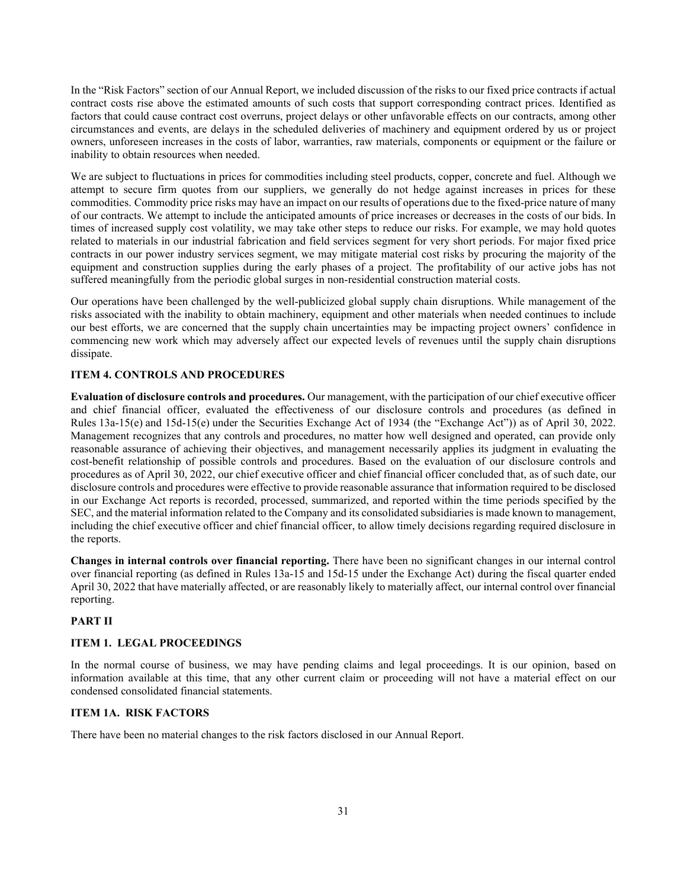In the "Risk Factors" section of our Annual Report, we included discussion of the risks to our fixed price contracts if actual contract costs rise above the estimated amounts of such costs that support corresponding contract prices. Identified as factors that could cause contract cost overruns, project delays or other unfavorable effects on our contracts, among other circumstances and events, are delays in the scheduled deliveries of machinery and equipment ordered by us or project owners, unforeseen increases in the costs of labor, warranties, raw materials, components or equipment or the failure or inability to obtain resources when needed.

We are subject to fluctuations in prices for commodities including steel products, copper, concrete and fuel. Although we attempt to secure firm quotes from our suppliers, we generally do not hedge against increases in prices for these commodities. Commodity price risks may have an impact on our results of operations due to the fixed-price nature of many of our contracts. We attempt to include the anticipated amounts of price increases or decreases in the costs of our bids. In times of increased supply cost volatility, we may take other steps to reduce our risks. For example, we may hold quotes related to materials in our industrial fabrication and field services segment for very short periods. For major fixed price contracts in our power industry services segment, we may mitigate material cost risks by procuring the majority of the equipment and construction supplies during the early phases of a project. The profitability of our active jobs has not suffered meaningfully from the periodic global surges in non-residential construction material costs.

Our operations have been challenged by the well-publicized global supply chain disruptions. While management of the risks associated with the inability to obtain machinery, equipment and other materials when needed continues to include our best efforts, we are concerned that the supply chain uncertainties may be impacting project owners' confidence in commencing new work which may adversely affect our expected levels of revenues until the supply chain disruptions dissipate.

## ITEM 4. CONTROLS AND PROCEDURES

**Evaluation of disclosure controls and procedures.** Our management, with the participation of our chief executive officer and chief financial officer, evaluated the effectiveness of our disclosure controls and procedures (as defined in Rules 13a-15(e) and 15d-15(e) under the Securities Exchange Act of 1934 (the "Exchange Act")) as of April 30, 2022. Management recognizes that any controls and procedures, no matter how well designed and operated, can provide only reasonable assurance of achieving their objectives, and management necessarily applies its judgment in evaluating the cost-benefit relationship of possible controls and procedures. Based on the evaluation of our disclosure controls and procedures as of April 30, 2022, our chief executive officer and chief financial officer concluded that, as of such date, our disclosure controls and procedures were effective to provide reasonable assurance that information required to be disclosed in our Exchange Act reports is recorded, processed, summarized, and reported within the time periods specified by the SEC, and the material information related to the Company and its consolidated subsidiaries is made known to management, including the chief executive officer and chief financial officer, to allow timely decisions regarding required disclosure in the reports.

**Changes in internal controls over financial reporting.** There have been no significant changes in our internal control over financial reporting (as defined in Rules 13a-15 and 15d-15 under the Exchange Act) during the fiscal quarter ended April 30, 2022 that have materially affected, or are reasonably likely to materially affect, our internal control over financial reporting.

# PART II

## ITEM 1. LEGAL PROCEEDINGS

In the normal course of business, we may have pending claims and legal proceedings. It is our opinion, based on information available at this time, that any other current claim or proceeding will not have a material effect on our condensed consolidated financial statements.

## ITEM 1A. RISK FACTORS

There have been no material changes to the risk factors disclosed in our Annual Report.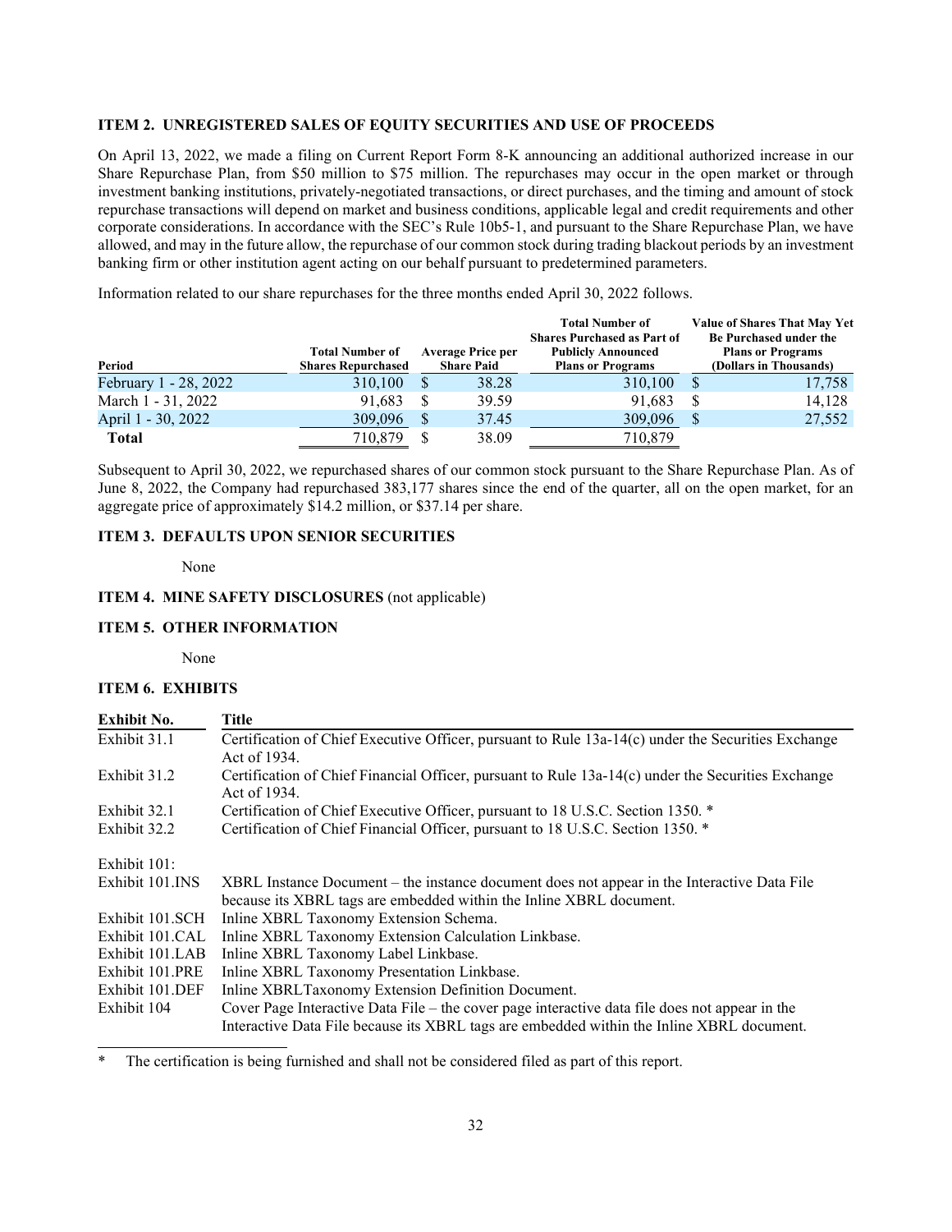### ITEM 2. UNREGISTERED SALES OF EQUITY SECURITIES AND USE OF PROCEEDS

On April 13, 2022, we made a filing on Current Report Form 8-K announcing an additional authorized increase in our Share Repurchase Plan, from $50 million to $75 million. The repurchases may occur in the open market or through investment banking institutions, privately-negotiated transactions, or direct purchases, and the timing and amount of stock repurchase transactions will depend on market and business conditions, applicable legal and credit requirements and other corporate considerations. In accordance with the SEC's Rule 10b5-1, and pursuant to the Share Repurchase Plan, we have allowed, and may in the future allow, the repurchase of our common stock during trading blackout periods by an investment banking firm or other institution agent acting on our behalf pursuant to predetermined parameters.

Information related to our share repurchases for the three months ended April 30, 2022 follows.

| Period | Total Number of Shares Repurchased | Average Price per Share Paid | Total Number of Shares Purchased as Part of Publicly Announced Plans or Programs | Value of Shares That May Yet Be Purchased under the Plans or Programs (Dollars in Thousands) |
|---|---|---|---|---|
| February 1 - 28, 2022 | 310,100 | $ 38.28 | 310,100 | $ 17,758 |
| March 1 - 31, 2022 | 91,683 | $ 39.59 | 91,683 | $ 14,128 |
| April 1 - 30, 2022 | 309,096 | $ 37.45 | 309,096 | $ 27,552 |
| **Total** | 710,879 | $ 38.09 | 710,879 | |

Subsequent to April 30, 2022, we repurchased shares of our common stock pursuant to the Share Repurchase Plan. As of June 8, 2022, the Company had repurchased 383,177 shares since the end of the quarter, all on the open market, for an aggregate price of approximately $14.2 million, or $37.14 per share.

### ITEM 3. DEFAULTS UPON SENIOR SECURITIES

None

### ITEM 4. MINE SAFETY DISCLOSURES (not applicable)

### ITEM 5. OTHER INFORMATION

None

### ITEM 6. EXHIBITS

| Exhibit No. | Title |
|---|---|
| Exhibit 31.1 | Certification of Chief Executive Officer, pursuant to Rule 13a-14(c) under the Securities Exchange Act of 1934. |
| Exhibit 31.2 | Certification of Chief Financial Officer, pursuant to Rule 13a-14(c) under the Securities Exchange Act of 1934. |
| Exhibit 32.1 | Certification of Chief Executive Officer, pursuant to 18 U.S.C. Section 1350. * |
| Exhibit 32.2 | Certification of Chief Financial Officer, pursuant to 18 U.S.C. Section 1350. * |
| Exhibit 101: | |
| Exhibit 101.INS | XBRL Instance Document – the instance document does not appear in the Interactive Data File because its XBRL tags are embedded within the Inline XBRL document. |
| Exhibit 101.SCH | Inline XBRL Taxonomy Extension Schema. |
| Exhibit 101.CAL | Inline XBRL Taxonomy Extension Calculation Linkbase. |
| Exhibit 101.LAB | Inline XBRL Taxonomy Label Linkbase. |
| Exhibit 101.PRE | Inline XBRL Taxonomy Presentation Linkbase. |
| Exhibit 101.DEF | Inline XBRLTaxonomy Extension Definition Document. |
| Exhibit 104 | Cover Page Interactive Data File – the cover page interactive data file does not appear in the Interactive Data File because its XBRL tags are embedded within the Inline XBRL document. |

\* The certification is being furnished and shall not be considered filed as part of this report.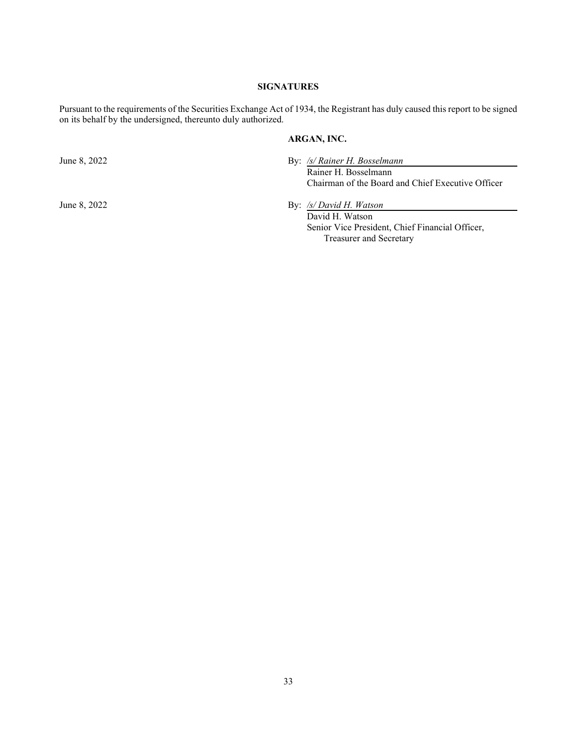**SIGNATURES**

Pursuant to the requirements of the Securities Exchange Act of 1934, the Registrant has duly caused this report to be signed on its behalf by the undersigned, thereunto duly authorized.

**ARGAN, INC.**

June 8, 2022

By: */s/ Rainer H. Bosselmann*
Rainer H. Bosselmann
Chairman of the Board and Chief Executive Officer

June 8, 2022

By: */s/ David H. Watson*
David H. Watson
Senior Vice President, Chief Financial Officer,
Treasurer and Secretary